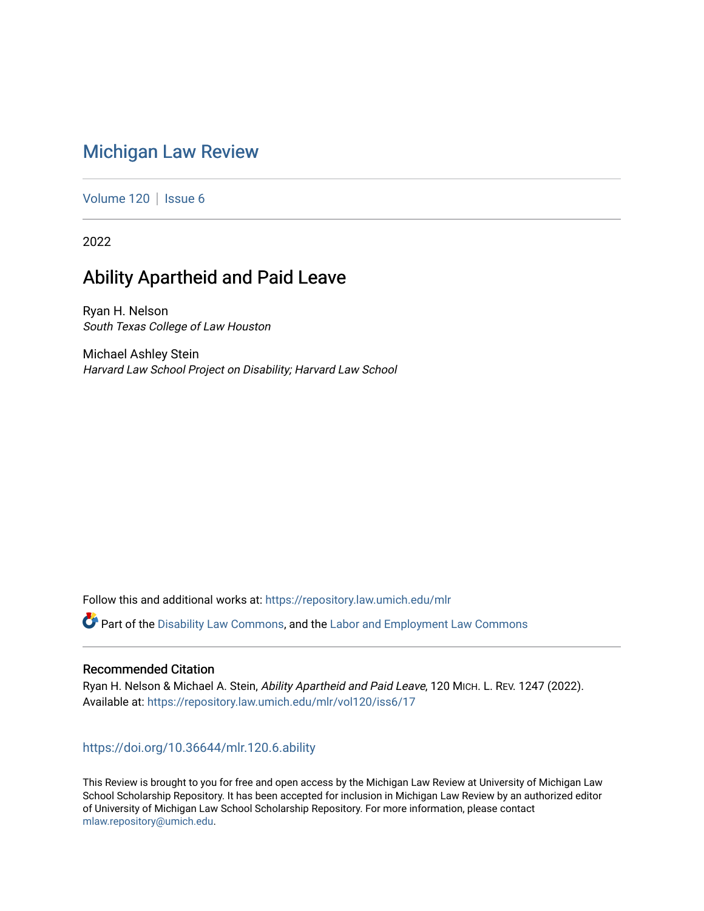# Michigan Law Review

Volume 120 | Issue 6

2022

## Ability Apartheid and Paid Leave

Ryan H. Nelson
*South Texas College of Law Houston*

Michael Ashley Stein
*Harvard Law School Project on Disability; Harvard Law School*

Follow this and additional works at: https://repository.law.umich.edu/mlr

Part of the Disability Law Commons, and the Labor and Employment Law Commons

### Recommended Citation

Ryan H. Nelson & Michael A. Stein, *Ability Apartheid and Paid Leave*, 120 MICH. L. REV. 1247 (2022).
Available at: https://repository.law.umich.edu/mlr/vol120/iss6/17

https://doi.org/10.36644/mlr.120.6.ability

This Review is brought to you for free and open access by the Michigan Law Review at University of Michigan Law School Scholarship Repository. It has been accepted for inclusion in Michigan Law Review by an authorized editor of University of Michigan Law School Scholarship Repository. For more information, please contact mlaw.repository@umich.edu.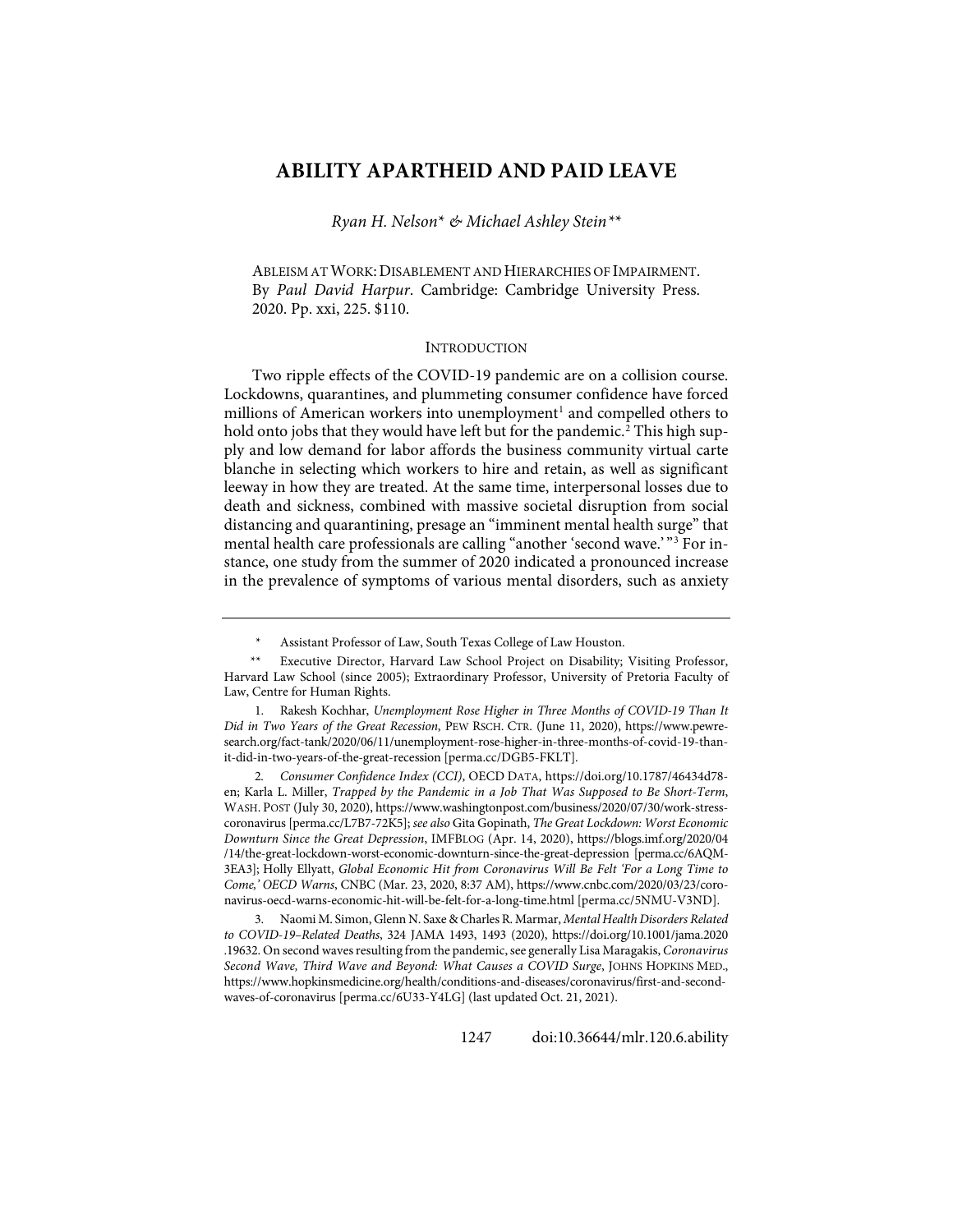# ABILITY APARTHEID AND PAID LEAVE

*Ryan H. Nelson\* & Michael Ashley Stein\*\**

ABLEISM AT WORK: DISABLEMENT AND HIERARCHIES OF IMPAIRMENT. By *Paul David Harpur*. Cambridge: Cambridge University Press. 2020. Pp. xxi, 225. $110.

## INTRODUCTION

Two ripple effects of the COVID-19 pandemic are on a collision course. Lockdowns, quarantines, and plummeting consumer confidence have forced millions of American workers into unemployment[1] and compelled others to hold onto jobs that they would have left but for the pandemic.[2] This high supply and low demand for labor affords the business community virtual carte blanche in selecting which workers to hire and retain, as well as significant leeway in how they are treated. At the same time, interpersonal losses due to death and sickness, combined with massive societal disruption from social distancing and quarantining, presage an "imminent mental health surge" that mental health care professionals are calling "another 'second wave.'"[3] For instance, one study from the summer of 2020 indicated a pronounced increase in the prevalence of symptoms of various mental disorders, such as anxiety

---

\* Assistant Professor of Law, South Texas College of Law Houston.

\*\* Executive Director, Harvard Law School Project on Disability; Visiting Professor, Harvard Law School (since 2005); Extraordinary Professor, University of Pretoria Faculty of Law, Centre for Human Rights.

1. Rakesh Kochhar, *Unemployment Rose Higher in Three Months of COVID-19 Than It Did in Two Years of the Great Recession*, PEW RSCH. CTR. (June 11, 2020), https://www.pewresearch.org/fact-tank/2020/06/11/unemployment-rose-higher-in-three-months-of-covid-19-than-it-did-in-two-years-of-the-great-recession [perma.cc/DGB5-FKLT].

2. *Consumer Confidence Index (CCI)*, OECD DATA, https://doi.org/10.1787/46434d78-en; Karla L. Miller, *Trapped by the Pandemic in a Job That Was Supposed to Be Short-Term*, WASH. POST (July 30, 2020), https://www.washingtonpost.com/business/2020/07/30/work-stress-coronavirus [perma.cc/L7B7-72K5]; *see also* Gita Gopinath, *The Great Lockdown: Worst Economic Downturn Since the Great Depression*, IMFBLOG (Apr. 14, 2020), https://blogs.imf.org/2020/04/14/the-great-lockdown-worst-economic-downturn-since-the-great-depression [perma.cc/6AQM-3EA3]; Holly Ellyatt, *Global Economic Hit from Coronavirus Will Be Felt 'For a Long Time to Come,' OECD Warns*, CNBC (Mar. 23, 2020, 8:37 AM), https://www.cnbc.com/2020/03/23/coronavirus-oecd-warns-economic-hit-will-be-felt-for-a-long-time.html [perma.cc/5NMU-V3ND].

3. Naomi M. Simon, Glenn N. Saxe & Charles R. Marmar, *Mental Health Disorders Related to COVID-19–Related Deaths*, 324 JAMA 1493, 1493 (2020), https://doi.org/10.1001/jama.2020.19632. On second waves resulting from the pandemic, see generally Lisa Maragakis, *Coronavirus Second Wave, Third Wave and Beyond: What Causes a COVID Surge*, JOHNS HOPKINS MED., https://www.hopkinsmedicine.org/health/conditions-and-diseases/coronavirus/first-and-second-waves-of-coronavirus [perma.cc/6U33-Y4LG] (last updated Oct. 21, 2021).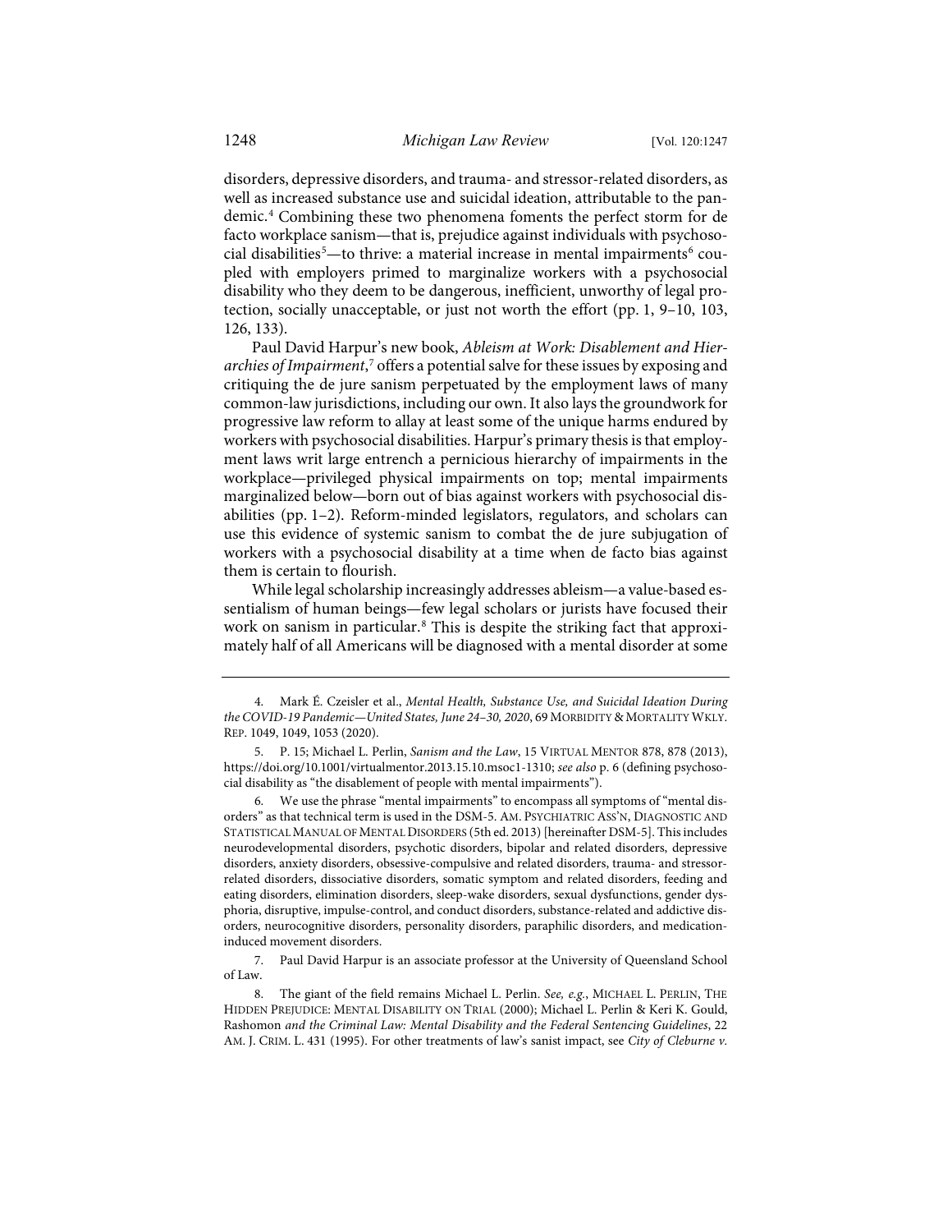disorders, depressive disorders, and trauma- and stressor-related disorders, as well as increased substance use and suicidal ideation, attributable to the pandemic.[4] Combining these two phenomena foments the perfect storm for de facto workplace sanism—that is, prejudice against individuals with psychosocial disabilities[5]—to thrive: a material increase in mental impairments[6] coupled with employers primed to marginalize workers with a psychosocial disability who they deem to be dangerous, inefficient, unworthy of legal protection, socially unacceptable, or just not worth the effort (pp. 1, 9–10, 103, 126, 133).

Paul David Harpur's new book, *Ableism at Work: Disablement and Hierarchies of Impairment*,[7] offers a potential salve for these issues by exposing and critiquing the de jure sanism perpetuated by the employment laws of many common-law jurisdictions, including our own. It also lays the groundwork for progressive law reform to allay at least some of the unique harms endured by workers with psychosocial disabilities. Harpur's primary thesis is that employment laws writ large entrench a pernicious hierarchy of impairments in the workplace—privileged physical impairments on top; mental impairments marginalized below—born out of bias against workers with psychosocial disabilities (pp. 1–2). Reform-minded legislators, regulators, and scholars can use this evidence of systemic sanism to combat the de jure subjugation of workers with a psychosocial disability at a time when de facto bias against them is certain to flourish.

While legal scholarship increasingly addresses ableism—a value-based essentialism of human beings—few legal scholars or jurists have focused their work on sanism in particular.[8] This is despite the striking fact that approximately half of all Americans will be diagnosed with a mental disorder at some

---

4. Mark É. Czeisler et al., *Mental Health, Substance Use, and Suicidal Ideation During the COVID-19 Pandemic—United States, June 24–30, 2020*, 69 MORBIDITY & MORTALITY WKLY. REP. 1049, 1049, 1053 (2020).

5. P. 15; Michael L. Perlin, *Sanism and the Law*, 15 VIRTUAL MENTOR 878, 878 (2013), https://doi.org/10.1001/virtualmentor.2013.15.10.msoc1-1310; *see also* p. 6 (defining psychosocial disability as "the disablement of people with mental impairments").

6. We use the phrase "mental impairments" to encompass all symptoms of "mental disorders" as that technical term is used in the DSM-5. AM. PSYCHIATRIC ASS'N, DIAGNOSTIC AND STATISTICAL MANUAL OF MENTAL DISORDERS (5th ed. 2013) [hereinafter DSM-5]. This includes neurodevelopmental disorders, psychotic disorders, bipolar and related disorders, depressive disorders, anxiety disorders, obsessive-compulsive and related disorders, trauma- and stressor-related disorders, dissociative disorders, somatic symptom and related disorders, feeding and eating disorders, elimination disorders, sleep-wake disorders, sexual dysfunctions, gender dysphoria, disruptive, impulse-control, and conduct disorders, substance-related and addictive disorders, neurocognitive disorders, personality disorders, paraphilic disorders, and medication-induced movement disorders.

7. Paul David Harpur is an associate professor at the University of Queensland School of Law.

8. The giant of the field remains Michael L. Perlin. *See, e.g.*, MICHAEL L. PERLIN, THE HIDDEN PREJUDICE: MENTAL DISABILITY ON TRIAL (2000); Michael L. Perlin & Keri K. Gould, Rashomon *and the Criminal Law: Mental Disability and the Federal Sentencing Guidelines*, 22 AM. J. CRIM. L. 431 (1995). For other treatments of law's sanist impact, see *City of Cleburne v.*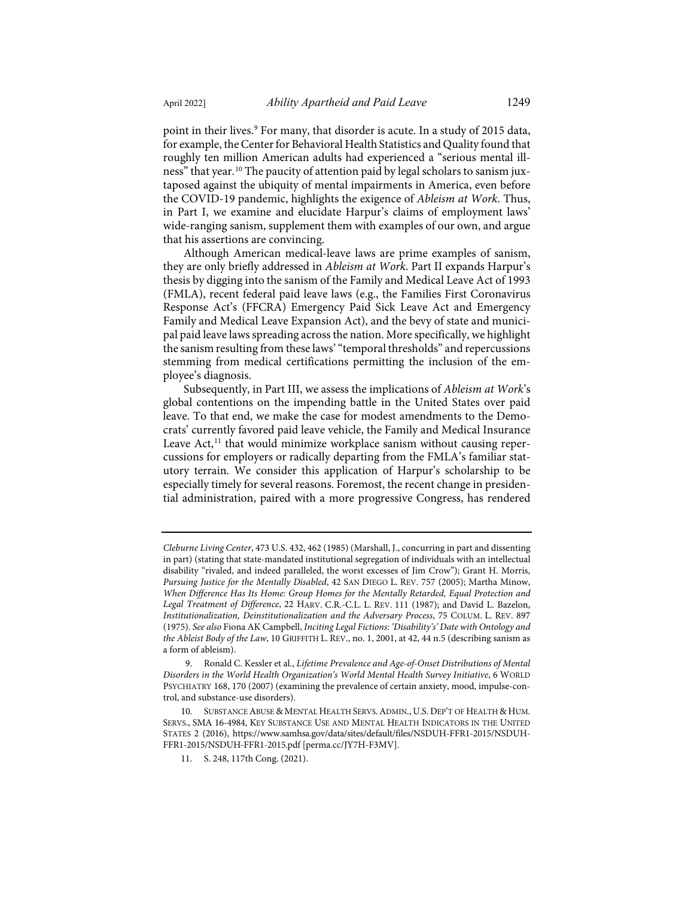point in their lives.[9] For many, that disorder is acute. In a study of 2015 data, for example, the Center for Behavioral Health Statistics and Quality found that roughly ten million American adults had experienced a "serious mental illness" that year.[10] The paucity of attention paid by legal scholars to sanism juxtaposed against the ubiquity of mental impairments in America, even before the COVID-19 pandemic, highlights the exigence of *Ableism at Work*. Thus, in Part I, we examine and elucidate Harpur's claims of employment laws' wide-ranging sanism, supplement them with examples of our own, and argue that his assertions are convincing.

Although American medical-leave laws are prime examples of sanism, they are only briefly addressed in *Ableism at Work*. Part II expands Harpur's thesis by digging into the sanism of the Family and Medical Leave Act of 1993 (FMLA), recent federal paid leave laws (e.g., the Families First Coronavirus Response Act's (FFCRA) Emergency Paid Sick Leave Act and Emergency Family and Medical Leave Expansion Act), and the bevy of state and municipal paid leave laws spreading across the nation. More specifically, we highlight the sanism resulting from these laws' "temporal thresholds" and repercussions stemming from medical certifications permitting the inclusion of the employee's diagnosis.

Subsequently, in Part III, we assess the implications of *Ableism at Work*'s global contentions on the impending battle in the United States over paid leave. To that end, we make the case for modest amendments to the Democrats' currently favored paid leave vehicle, the Family and Medical Insurance Leave Act,[11] that would minimize workplace sanism without causing repercussions for employers or radically departing from the FMLA's familiar statutory terrain. We consider this application of Harpur's scholarship to be especially timely for several reasons. Foremost, the recent change in presidential administration, paired with a more progressive Congress, has rendered

---

*Cleburne Living Center*, 473 U.S. 432, 462 (1985) (Marshall, J., concurring in part and dissenting in part) (stating that state-mandated institutional segregation of individuals with an intellectual disability "rivaled, and indeed paralleled, the worst excesses of Jim Crow"); Grant H. Morris, *Pursuing Justice for the Mentally Disabled*, 42 SAN DIEGO L. REV. 757 (2005); Martha Minow, *When Difference Has Its Home: Group Homes for the Mentally Retarded, Equal Protection and Legal Treatment of Difference*, 22 HARV. C.R.-C.L. L. REV. 111 (1987); and David L. Bazelon, *Institutionalization, Deinstitutionalization and the Adversary Process*, 75 COLUM. L. REV. 897 (1975). *See also* Fiona AK Campbell, *Inciting Legal Fictions: 'Disability's' Date with Ontology and the Ableist Body of the Law*, 10 GRIFFITH L. REV., no. 1, 2001, at 42, 44 n.5 (describing sanism as a form of ableism).

9. Ronald C. Kessler et al., *Lifetime Prevalence and Age-of-Onset Distributions of Mental Disorders in the World Health Organization's World Mental Health Survey Initiative*, 6 WORLD PSYCHIATRY 168, 170 (2007) (examining the prevalence of certain anxiety, mood, impulse-control, and substance-use disorders).

10. SUBSTANCE ABUSE & MENTAL HEALTH SERVS. ADMIN., U.S. DEP'T OF HEALTH & HUM. SERVS., SMA 16-4984, KEY SUBSTANCE USE AND MENTAL HEALTH INDICATORS IN THE UNITED STATES 2 (2016), https://www.samhsa.gov/data/sites/default/files/NSDUH-FFR1-2015/NSDUH-FFR1-2015/NSDUH-FFR1-2015.pdf [perma.cc/JY7H-F3MV].

11. S. 248, 117th Cong. (2021).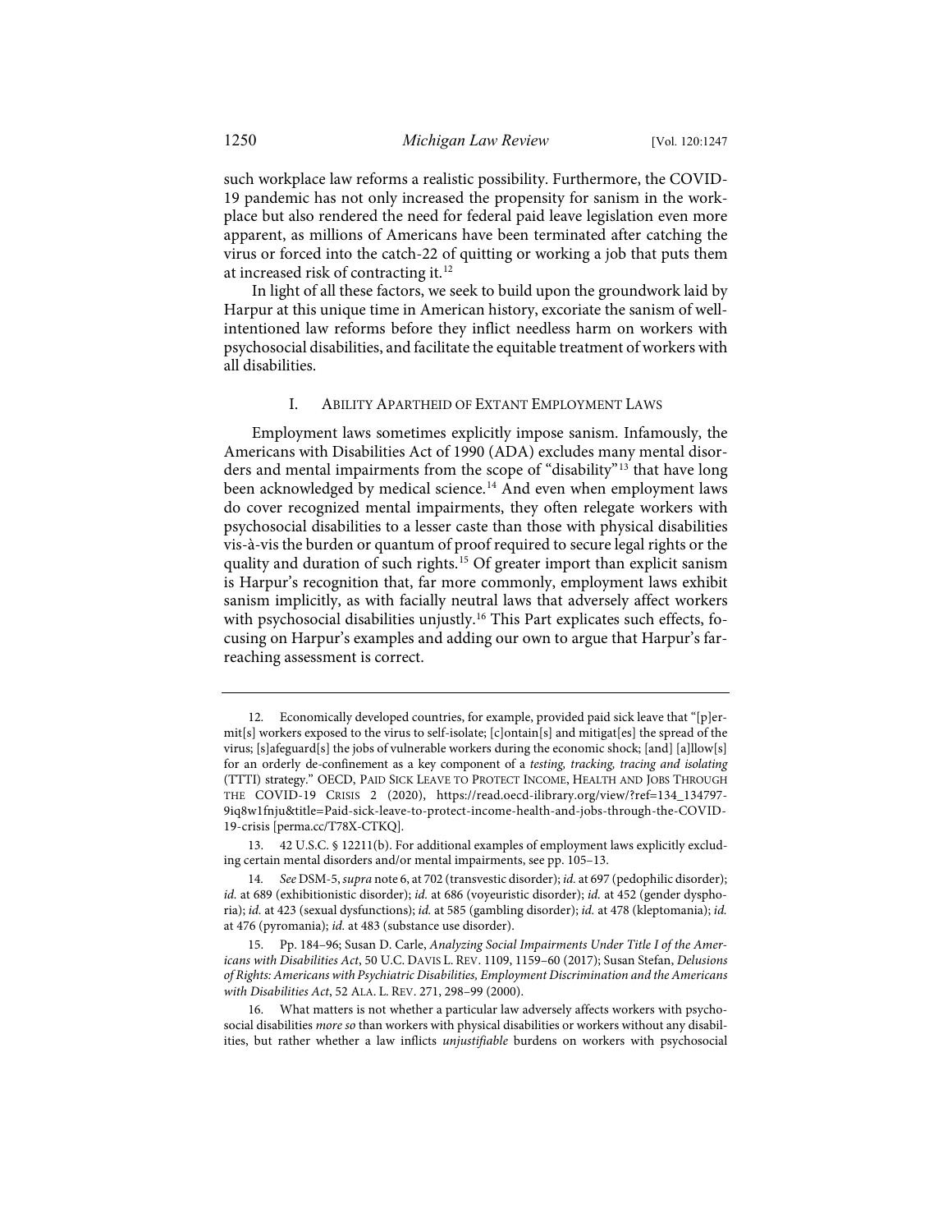such workplace law reforms a realistic possibility. Furthermore, the COVID-19 pandemic has not only increased the propensity for sanism in the workplace but also rendered the need for federal paid leave legislation even more apparent, as millions of Americans have been terminated after catching the virus or forced into the catch-22 of quitting or working a job that puts them at increased risk of contracting it.[12]

In light of all these factors, we seek to build upon the groundwork laid by Harpur at this unique time in American history, excoriate the sanism of well-intentioned law reforms before they inflict needless harm on workers with psychosocial disabilities, and facilitate the equitable treatment of workers with all disabilities.

## I. Ability Apartheid of Extant Employment Laws

Employment laws sometimes explicitly impose sanism. Infamously, the Americans with Disabilities Act of 1990 (ADA) excludes many mental disorders and mental impairments from the scope of "disability"[13] that have long been acknowledged by medical science.[14] And even when employment laws do cover recognized mental impairments, they often relegate workers with psychosocial disabilities to a lesser caste than those with physical disabilities vis-à-vis the burden or quantum of proof required to secure legal rights or the quality and duration of such rights.[15] Of greater import than explicit sanism is Harpur's recognition that, far more commonly, employment laws exhibit sanism implicitly, as with facially neutral laws that adversely affect workers with psychosocial disabilities unjustly.[16] This Part explicates such effects, focusing on Harpur's examples and adding our own to argue that Harpur's far-reaching assessment is correct.

---

12. Economically developed countries, for example, provided paid sick leave that "[p]ermit[s] workers exposed to the virus to self-isolate; [c]ontain[s] and mitigat[es] the spread of the virus; [s]afeguard[s] the jobs of vulnerable workers during the economic shock; [and] [a]llow[s] for an orderly de-confinement as a key component of a *testing, tracking, tracing and isolating* (TTTI) strategy." OECD, Paid Sick Leave to Protect Income, Health and Jobs Through the COVID-19 Crisis 2 (2020), https://read.oecd-ilibrary.org/view/?ref=134_134797-9iq8w1fnju&title=Paid-sick-leave-to-protect-income-health-and-jobs-through-the-COVID-19-crisis [perma.cc/T78X-CTKQ].

13. 42 U.S.C. § 12211(b). For additional examples of employment laws explicitly excluding certain mental disorders and/or mental impairments, see pp. 105–13.

14. *See* DSM-5, *supra* note 6, at 702 (transvestic disorder); *id.* at 697 (pedophilic disorder); *id.* at 689 (exhibitionistic disorder); *id.* at 686 (voyeuristic disorder); *id.* at 452 (gender dysphoria); *id.* at 423 (sexual dysfunctions); *id.* at 585 (gambling disorder); *id.* at 478 (kleptomania); *id.* at 476 (pyromania); *id.* at 483 (substance use disorder).

15. Pp. 184–96; Susan D. Carle, *Analyzing Social Impairments Under Title I of the Americans with Disabilities Act*, 50 U.C. Davis L. Rev. 1109, 1159–60 (2017); Susan Stefan, *Delusions of Rights: Americans with Psychiatric Disabilities, Employment Discrimination and the Americans with Disabilities Act*, 52 Ala. L. Rev. 271, 298–99 (2000).

16. What matters is not whether a particular law adversely affects workers with psychosocial disabilities *more so* than workers with physical disabilities or workers without any disabilities, but rather whether a law inflicts *unjustifiable* burdens on workers with psychosocial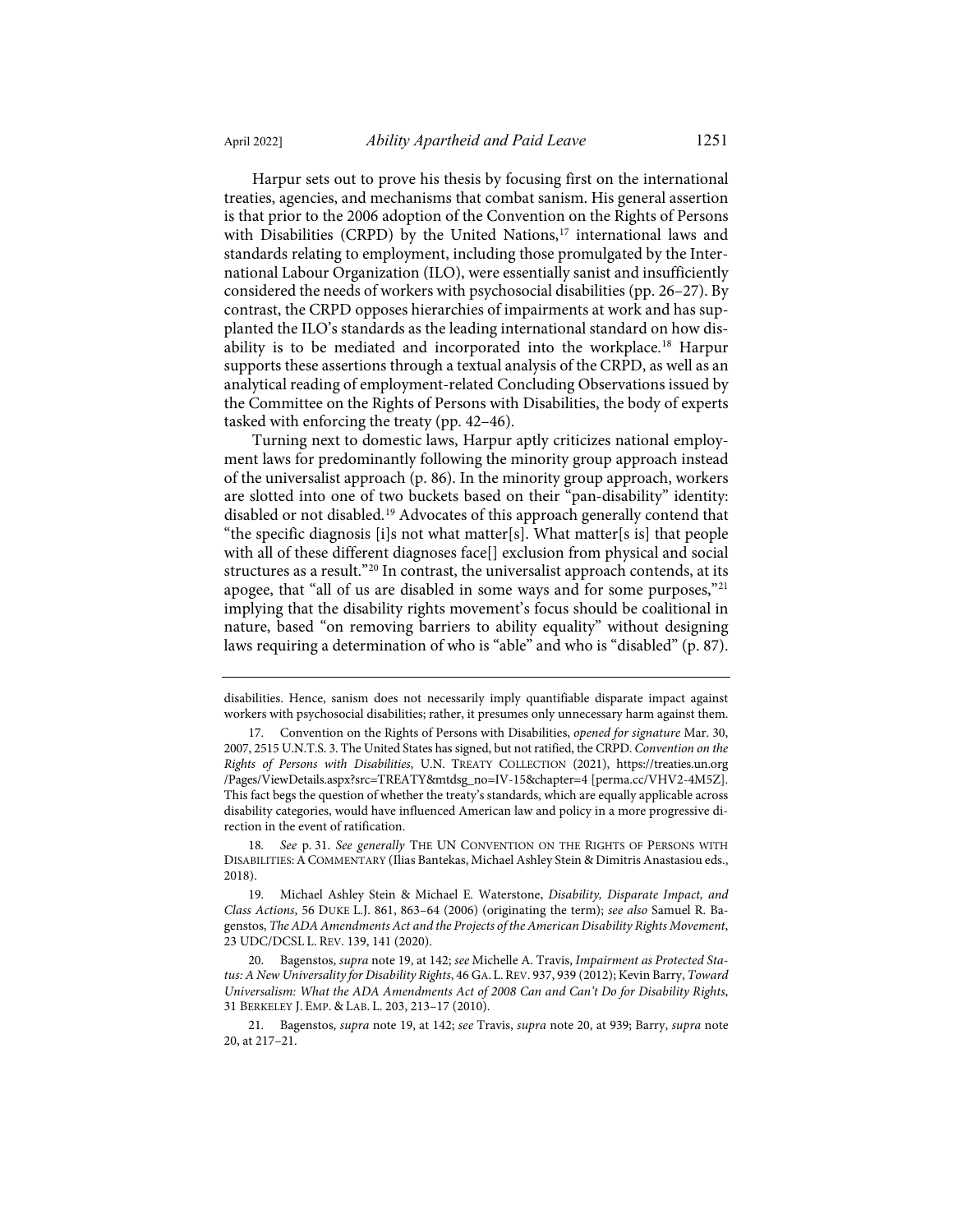Harpur sets out to prove his thesis by focusing first on the international treaties, agencies, and mechanisms that combat sanism. His general assertion is that prior to the 2006 adoption of the Convention on the Rights of Persons with Disabilities (CRPD) by the United Nations,[17] international laws and standards relating to employment, including those promulgated by the International Labour Organization (ILO), were essentially sanist and insufficiently considered the needs of workers with psychosocial disabilities (pp. 26–27). By contrast, the CRPD opposes hierarchies of impairments at work and has supplanted the ILO's standards as the leading international standard on how disability is to be mediated and incorporated into the workplace.[18] Harpur supports these assertions through a textual analysis of the CRPD, as well as an analytical reading of employment-related Concluding Observations issued by the Committee on the Rights of Persons with Disabilities, the body of experts tasked with enforcing the treaty (pp. 42–46).

Turning next to domestic laws, Harpur aptly criticizes national employment laws for predominantly following the minority group approach instead of the universalist approach (p. 86). In the minority group approach, workers are slotted into one of two buckets based on their "pan-disability" identity: disabled or not disabled.[19] Advocates of this approach generally contend that "the specific diagnosis [i]s not what matter[s]. What matter[s is] that people with all of these different diagnoses face[] exclusion from physical and social structures as a result."[20] In contrast, the universalist approach contends, at its apogee, that "all of us are disabled in some ways and for some purposes,"[21] implying that the disability rights movement's focus should be coalitional in nature, based "on removing barriers to ability equality" without designing laws requiring a determination of who is "able" and who is "disabled" (p. 87).

---

disabilities. Hence, sanism does not necessarily imply quantifiable disparate impact against workers with psychosocial disabilities; rather, it presumes only unnecessary harm against them.

17. Convention on the Rights of Persons with Disabilities, *opened for signature* Mar. 30, 2007, 2515 U.N.T.S. 3. The United States has signed, but not ratified, the CRPD. *Convention on the Rights of Persons with Disabilities*, U.N. TREATY COLLECTION (2021), https://treaties.un.org/Pages/ViewDetails.aspx?src=TREATY&mtdsg_no=IV-15&chapter=4 [perma.cc/VHV2-4M5Z]. This fact begs the question of whether the treaty's standards, which are equally applicable across disability categories, would have influenced American law and policy in a more progressive direction in the event of ratification.

18. *See* p. 31. *See generally* THE UN CONVENTION ON THE RIGHTS OF PERSONS WITH DISABILITIES: A COMMENTARY (Ilias Bantekas, Michael Ashley Stein & Dimitris Anastasiou eds., 2018).

19. Michael Ashley Stein & Michael E. Waterstone, *Disability, Disparate Impact, and Class Actions*, 56 DUKE L.J. 861, 863–64 (2006) (originating the term); *see also* Samuel R. Bagenstos, *The ADA Amendments Act and the Projects of the American Disability Rights Movement*, 23 UDC/DCSL L. REV. 139, 141 (2020).

20. Bagenstos, *supra* note 19, at 142; *see* Michelle A. Travis, *Impairment as Protected Status: A New Universality for Disability Rights*, 46 GA. L. REV. 937, 939 (2012); Kevin Barry, *Toward Universalism: What the ADA Amendments Act of 2008 Can and Can't Do for Disability Rights*, 31 BERKELEY J. EMP. & LAB. L. 203, 213–17 (2010).

21. Bagenstos, *supra* note 19, at 142; *see* Travis, *supra* note 20, at 939; Barry, *supra* note 20, at 217–21.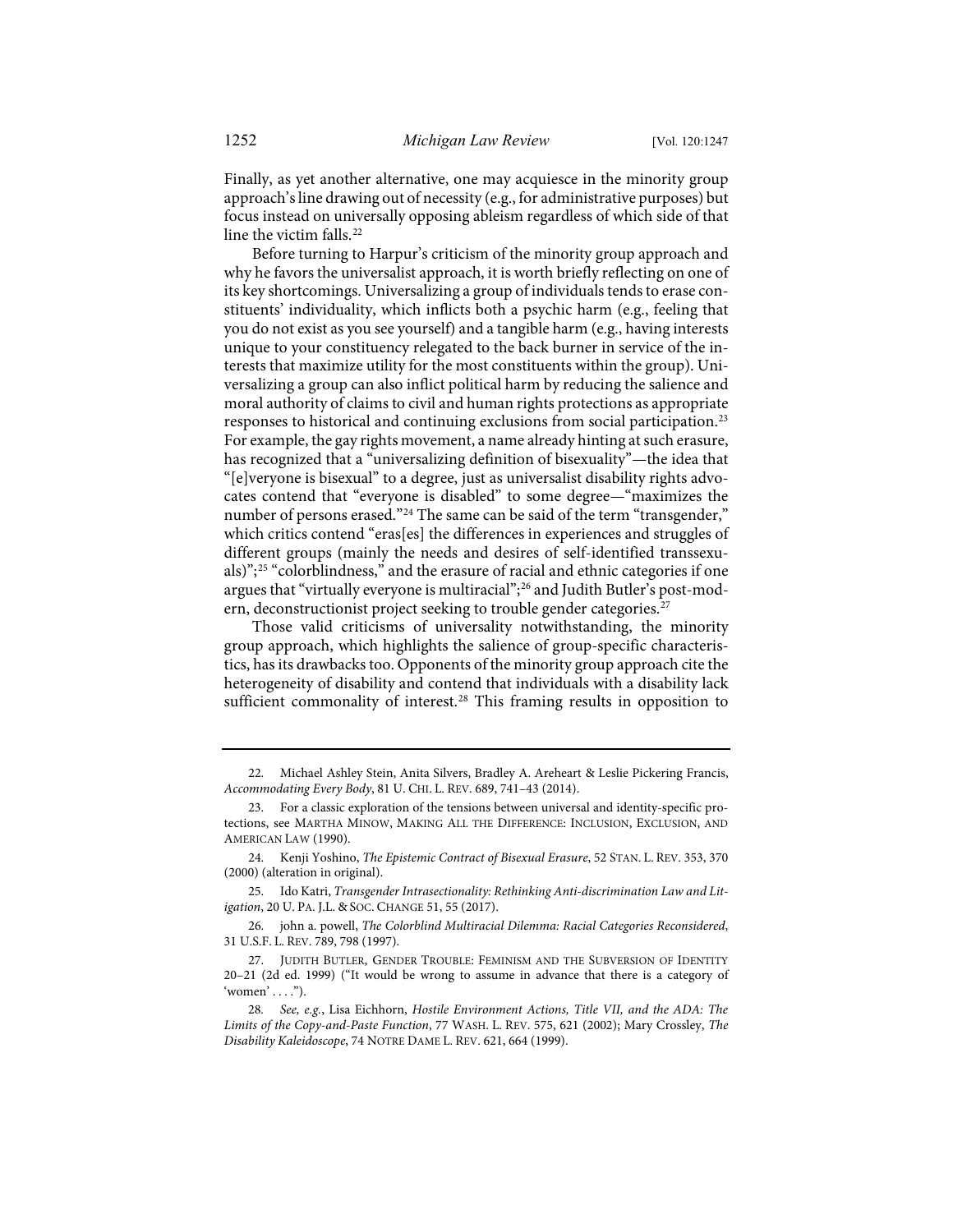Finally, as yet another alternative, one may acquiesce in the minority group approach's line drawing out of necessity (e.g., for administrative purposes) but focus instead on universally opposing ableism regardless of which side of that line the victim falls.[22]

Before turning to Harpur's criticism of the minority group approach and why he favors the universalist approach, it is worth briefly reflecting on one of its key shortcomings. Universalizing a group of individuals tends to erase constituents' individuality, which inflicts both a psychic harm (e.g., feeling that you do not exist as you see yourself) and a tangible harm (e.g., having interests unique to your constituency relegated to the back burner in service of the interests that maximize utility for the most constituents within the group). Universalizing a group can also inflict political harm by reducing the salience and moral authority of claims to civil and human rights protections as appropriate responses to historical and continuing exclusions from social participation.[23] For example, the gay rights movement, a name already hinting at such erasure, has recognized that a "universalizing definition of bisexuality"—the idea that "[e]veryone is bisexual" to a degree, just as universalist disability rights advocates contend that "everyone is disabled" to some degree—"maximizes the number of persons erased."[24] The same can be said of the term "transgender," which critics contend "eras[es] the differences in experiences and struggles of different groups (mainly the needs and desires of self-identified transsexuals)";[25] "colorblindness," and the erasure of racial and ethnic categories if one argues that "virtually everyone is multiracial";[26] and Judith Butler's post-modern, deconstructionist project seeking to trouble gender categories.[27]

Those valid criticisms of universality notwithstanding, the minority group approach, which highlights the salience of group-specific characteristics, has its drawbacks too. Opponents of the minority group approach cite the heterogeneity of disability and contend that individuals with a disability lack sufficient commonality of interest.[28] This framing results in opposition to

---

22. Michael Ashley Stein, Anita Silvers, Bradley A. Areheart & Leslie Pickering Francis, *Accommodating Every Body*, 81 U. CHI. L. REV. 689, 741–43 (2014).

23. For a classic exploration of the tensions between universal and identity-specific protections, see MARTHA MINOW, MAKING ALL THE DIFFERENCE: INCLUSION, EXCLUSION, AND AMERICAN LAW (1990).

24. Kenji Yoshino, *The Epistemic Contract of Bisexual Erasure*, 52 STAN. L. REV. 353, 370 (2000) (alteration in original).

25. Ido Katri, *Transgender Intrasectionality: Rethinking Anti-discrimination Law and Litigation*, 20 U. PA. J.L. & SOC. CHANGE 51, 55 (2017).

26. john a. powell, *The Colorblind Multiracial Dilemma: Racial Categories Reconsidered*, 31 U.S.F. L. REV. 789, 798 (1997).

27. JUDITH BUTLER, GENDER TROUBLE: FEMINISM AND THE SUBVERSION OF IDENTITY 20–21 (2d ed. 1999) ("It would be wrong to assume in advance that there is a category of 'women' . . . .").

28. *See, e.g.*, Lisa Eichhorn, *Hostile Environment Actions, Title VII, and the ADA: The Limits of the Copy-and-Paste Function*, 77 WASH. L. REV. 575, 621 (2002); Mary Crossley, *The Disability Kaleidoscope*, 74 NOTRE DAME L. REV. 621, 664 (1999).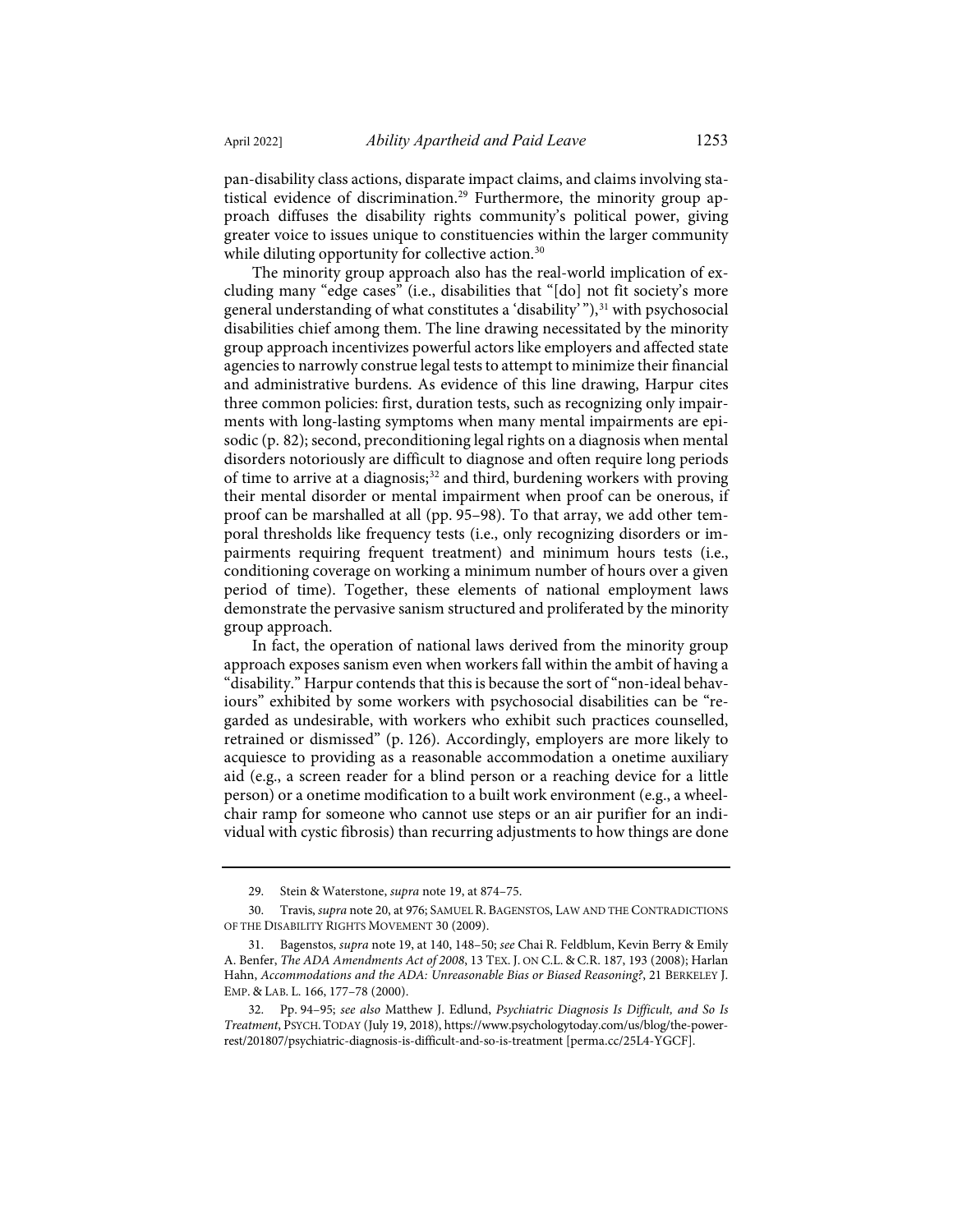pan-disability class actions, disparate impact claims, and claims involving statistical evidence of discrimination.[29] Furthermore, the minority group approach diffuses the disability rights community's political power, giving greater voice to issues unique to constituencies within the larger community while diluting opportunity for collective action.[30]

The minority group approach also has the real-world implication of excluding many "edge cases" (i.e., disabilities that "[do] not fit society's more general understanding of what constitutes a 'disability' "),[31] with psychosocial disabilities chief among them. The line drawing necessitated by the minority group approach incentivizes powerful actors like employers and affected state agencies to narrowly construe legal tests to attempt to minimize their financial and administrative burdens. As evidence of this line drawing, Harpur cites three common policies: first, duration tests, such as recognizing only impairments with long-lasting symptoms when many mental impairments are episodic (p. 82); second, preconditioning legal rights on a diagnosis when mental disorders notoriously are difficult to diagnose and often require long periods of time to arrive at a diagnosis;[32] and third, burdening workers with proving their mental disorder or mental impairment when proof can be onerous, if proof can be marshalled at all (pp. 95–98). To that array, we add other temporal thresholds like frequency tests (i.e., only recognizing disorders or impairments requiring frequent treatment) and minimum hours tests (i.e., conditioning coverage on working a minimum number of hours over a given period of time). Together, these elements of national employment laws demonstrate the pervasive sanism structured and proliferated by the minority group approach.

In fact, the operation of national laws derived from the minority group approach exposes sanism even when workers fall within the ambit of having a "disability." Harpur contends that this is because the sort of "non-ideal behaviours" exhibited by some workers with psychosocial disabilities can be "regarded as undesirable, with workers who exhibit such practices counselled, retrained or dismissed" (p. 126). Accordingly, employers are more likely to acquiesce to providing as a reasonable accommodation a onetime auxiliary aid (e.g., a screen reader for a blind person or a reaching device for a little person) or a onetime modification to a built work environment (e.g., a wheelchair ramp for someone who cannot use steps or an air purifier for an individual with cystic fibrosis) than recurring adjustments to how things are done

---

29. Stein & Waterstone, *supra* note 19, at 874–75.

30. Travis, *supra* note 20, at 976; SAMUEL R. BAGENSTOS, LAW AND THE CONTRADICTIONS OF THE DISABILITY RIGHTS MOVEMENT 30 (2009).

31. Bagenstos, *supra* note 19, at 140, 148–50; *see* Chai R. Feldblum, Kevin Berry & Emily A. Benfer, *The ADA Amendments Act of 2008*, 13 TEX. J. ON C.L. & C.R. 187, 193 (2008); Harlan Hahn, *Accommodations and the ADA: Unreasonable Bias or Biased Reasoning?*, 21 BERKELEY J. EMP. & LAB. L. 166, 177–78 (2000).

32. Pp. 94–95; *see also* Matthew J. Edlund, *Psychiatric Diagnosis Is Difficult, and So Is Treatment*, PSYCH. TODAY (July 19, 2018), https://www.psychologytoday.com/us/blog/the-power-rest/201807/psychiatric-diagnosis-is-difficult-and-so-is-treatment [perma.cc/25L4-YGCF].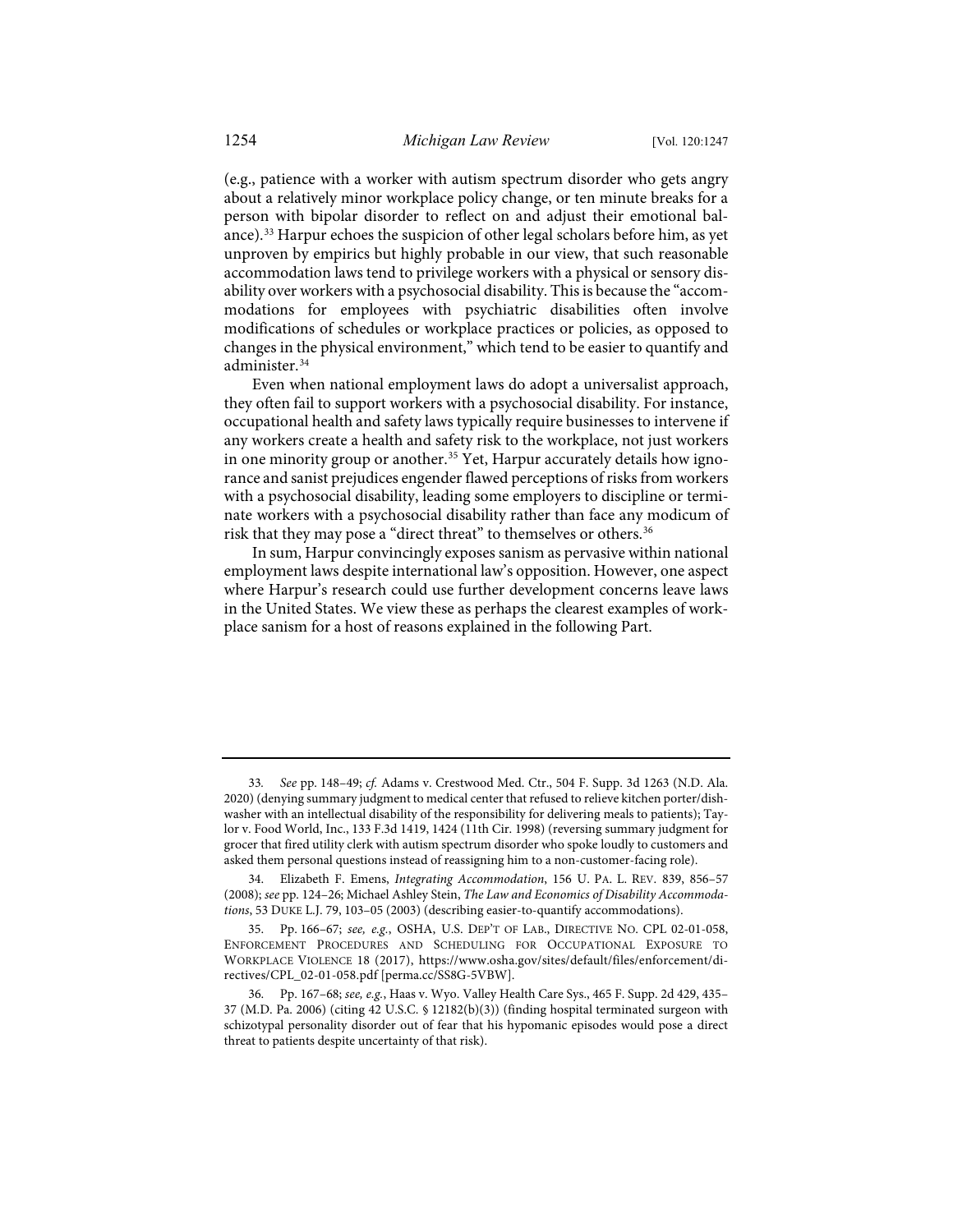(e.g., patience with a worker with autism spectrum disorder who gets angry about a relatively minor workplace policy change, or ten minute breaks for a person with bipolar disorder to reflect on and adjust their emotional balance).[33] Harpur echoes the suspicion of other legal scholars before him, as yet unproven by empirics but highly probable in our view, that such reasonable accommodation laws tend to privilege workers with a physical or sensory disability over workers with a psychosocial disability. This is because the "accommodations for employees with psychiatric disabilities often involve modifications of schedules or workplace practices or policies, as opposed to changes in the physical environment," which tend to be easier to quantify and administer.[34]

Even when national employment laws do adopt a universalist approach, they often fail to support workers with a psychosocial disability. For instance, occupational health and safety laws typically require businesses to intervene if any workers create a health and safety risk to the workplace, not just workers in one minority group or another.[35] Yet, Harpur accurately details how ignorance and sanist prejudices engender flawed perceptions of risks from workers with a psychosocial disability, leading some employers to discipline or terminate workers with a psychosocial disability rather than face any modicum of risk that they may pose a "direct threat" to themselves or others.[36]

In sum, Harpur convincingly exposes sanism as pervasive within national employment laws despite international law's opposition. However, one aspect where Harpur's research could use further development concerns leave laws in the United States. We view these as perhaps the clearest examples of workplace sanism for a host of reasons explained in the following Part.

---

33. *See* pp. 148–49; *cf.* Adams v. Crestwood Med. Ctr., 504 F. Supp. 3d 1263 (N.D. Ala. 2020) (denying summary judgment to medical center that refused to relieve kitchen porter/dishwasher with an intellectual disability of the responsibility for delivering meals to patients); Taylor v. Food World, Inc., 133 F.3d 1419, 1424 (11th Cir. 1998) (reversing summary judgment for grocer that fired utility clerk with autism spectrum disorder who spoke loudly to customers and asked them personal questions instead of reassigning him to a non-customer-facing role).

34. Elizabeth F. Emens, *Integrating Accommodation*, 156 U. PA. L. REV. 839, 856–57 (2008); *see* pp. 124–26; Michael Ashley Stein, *The Law and Economics of Disability Accommodations*, 53 DUKE L.J. 79, 103–05 (2003) (describing easier-to-quantify accommodations).

35. Pp. 166–67; *see, e.g.*, OSHA, U.S. DEP'T OF LAB., DIRECTIVE NO. CPL 02-01-058, ENFORCEMENT PROCEDURES AND SCHEDULING FOR OCCUPATIONAL EXPOSURE TO WORKPLACE VIOLENCE 18 (2017), https://www.osha.gov/sites/default/files/enforcement/directives/CPL_02-01-058.pdf [perma.cc/SS8G-5VBW].

36. Pp. 167–68; *see, e.g.*, Haas v. Wyo. Valley Health Care Sys., 465 F. Supp. 2d 429, 435–37 (M.D. Pa. 2006) (citing 42 U.S.C. § 12182(b)(3)) (finding hospital terminated surgeon with schizotypal personality disorder out of fear that his hypomanic episodes would pose a direct threat to patients despite uncertainty of that risk).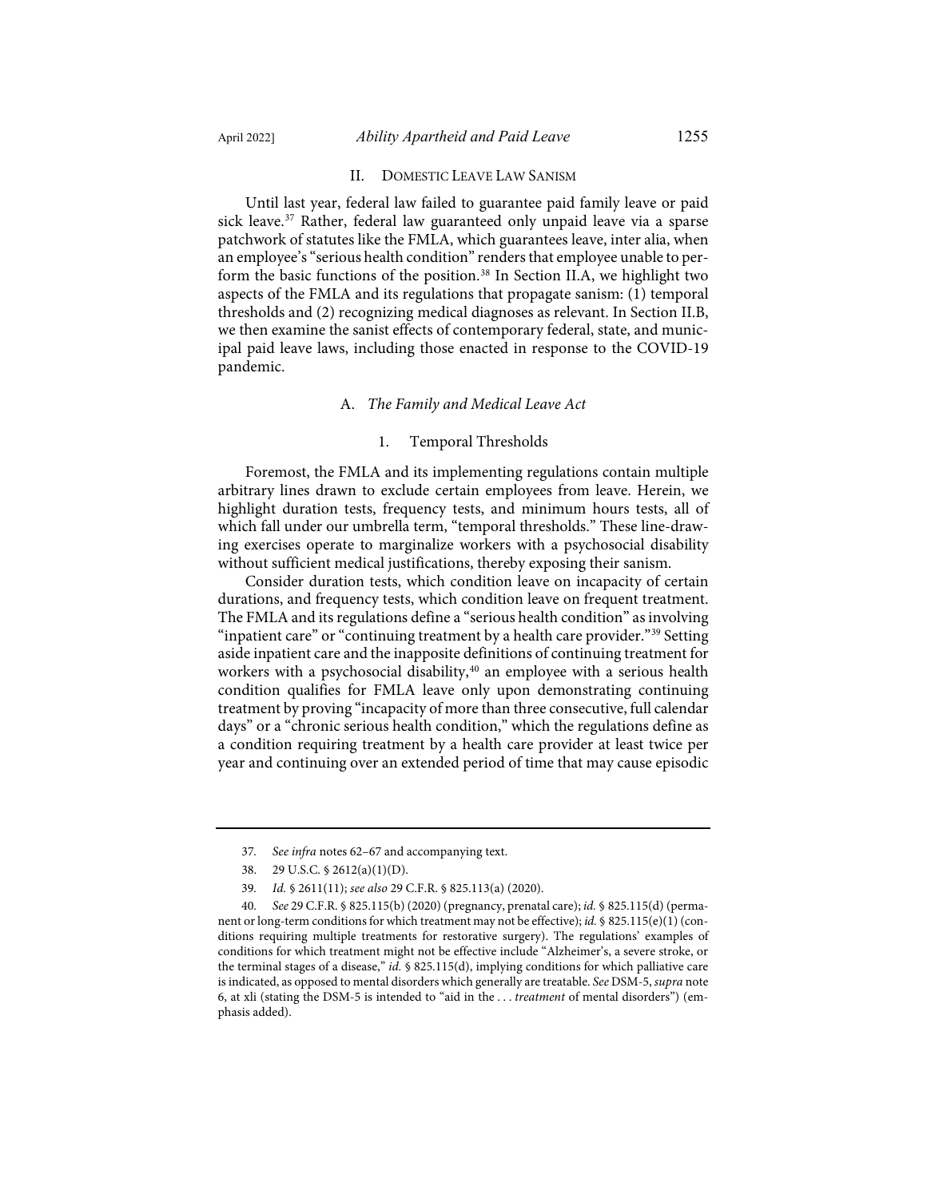## II. Domestic Leave Law Sanism

Until last year, federal law failed to guarantee paid family leave or paid sick leave.[37] Rather, federal law guaranteed only unpaid leave via a sparse patchwork of statutes like the FMLA, which guarantees leave, inter alia, when an employee's "serious health condition" renders that employee unable to perform the basic functions of the position.[38] In Section II.A, we highlight two aspects of the FMLA and its regulations that propagate sanism: (1) temporal thresholds and (2) recognizing medical diagnoses as relevant. In Section II.B, we then examine the sanist effects of contemporary federal, state, and municipal paid leave laws, including those enacted in response to the COVID-19 pandemic.

### A. *The Family and Medical Leave Act*

#### 1. Temporal Thresholds

Foremost, the FMLA and its implementing regulations contain multiple arbitrary lines drawn to exclude certain employees from leave. Herein, we highlight duration tests, frequency tests, and minimum hours tests, all of which fall under our umbrella term, "temporal thresholds." These line-drawing exercises operate to marginalize workers with a psychosocial disability without sufficient medical justifications, thereby exposing their sanism.

Consider duration tests, which condition leave on incapacity of certain durations, and frequency tests, which condition leave on frequent treatment. The FMLA and its regulations define a "serious health condition" as involving "inpatient care" or "continuing treatment by a health care provider."[39] Setting aside inpatient care and the inapposite definitions of continuing treatment for workers with a psychosocial disability,[40] an employee with a serious health condition qualifies for FMLA leave only upon demonstrating continuing treatment by proving "incapacity of more than three consecutive, full calendar days" or a "chronic serious health condition," which the regulations define as a condition requiring treatment by a health care provider at least twice per year and continuing over an extended period of time that may cause episodic

---

37. *See infra* notes 62–67 and accompanying text.

38. 29 U.S.C. § 2612(a)(1)(D).

39. *Id.* § 2611(11); *see also* 29 C.F.R. § 825.113(a) (2020).

40. *See* 29 C.F.R. § 825.115(b) (2020) (pregnancy, prenatal care); *id.* § 825.115(d) (permanent or long-term conditions for which treatment may not be effective); *id.* § 825.115(e)(1) (conditions requiring multiple treatments for restorative surgery). The regulations' examples of conditions for which treatment might not be effective include "Alzheimer's, a severe stroke, or the terminal stages of a disease," *id.* § 825.115(d), implying conditions for which palliative care is indicated, as opposed to mental disorders which generally are treatable. *See* DSM-5, *supra* note 6, at xli (stating the DSM-5 is intended to "aid in the . . . *treatment* of mental disorders") (emphasis added).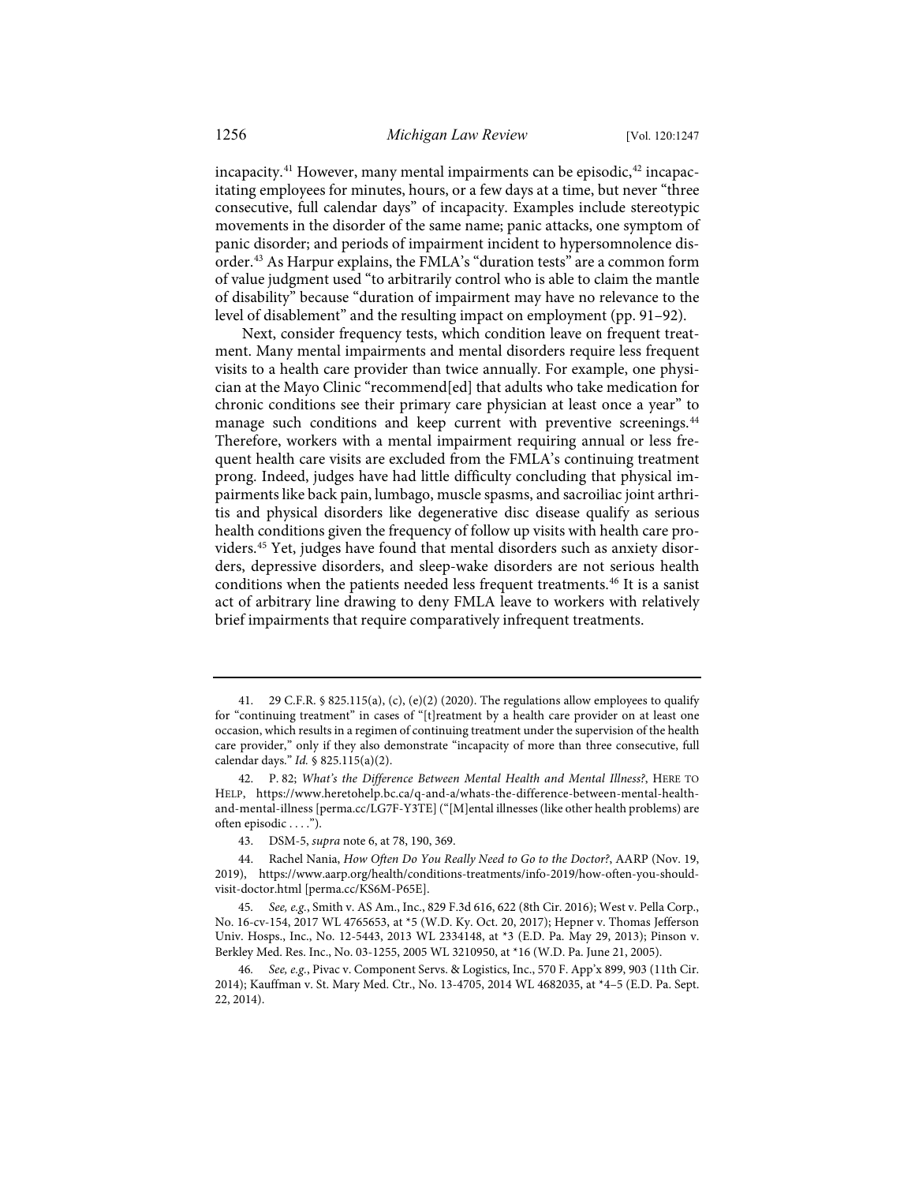incapacity.[41] However, many mental impairments can be episodic,[42] incapacitating employees for minutes, hours, or a few days at a time, but never "three consecutive, full calendar days" of incapacity. Examples include stereotypic movements in the disorder of the same name; panic attacks, one symptom of panic disorder; and periods of impairment incident to hypersomnolence disorder.[43] As Harpur explains, the FMLA's "duration tests" are a common form of value judgment used "to arbitrarily control who is able to claim the mantle of disability" because "duration of impairment may have no relevance to the level of disablement" and the resulting impact on employment (pp. 91–92).

Next, consider frequency tests, which condition leave on frequent treatment. Many mental impairments and mental disorders require less frequent visits to a health care provider than twice annually. For example, one physician at the Mayo Clinic "recommend[ed] that adults who take medication for chronic conditions see their primary care physician at least once a year" to manage such conditions and keep current with preventive screenings.[44] Therefore, workers with a mental impairment requiring annual or less frequent health care visits are excluded from the FMLA's continuing treatment prong. Indeed, judges have had little difficulty concluding that physical impairments like back pain, lumbago, muscle spasms, and sacroiliac joint arthritis and physical disorders like degenerative disc disease qualify as serious health conditions given the frequency of follow up visits with health care providers.[45] Yet, judges have found that mental disorders such as anxiety disorders, depressive disorders, and sleep-wake disorders are not serious health conditions when the patients needed less frequent treatments.[46] It is a sanist act of arbitrary line drawing to deny FMLA leave to workers with relatively brief impairments that require comparatively infrequent treatments.

---

41. 29 C.F.R. § 825.115(a), (c), (e)(2) (2020). The regulations allow employees to qualify for "continuing treatment" in cases of "[t]reatment by a health care provider on at least one occasion, which results in a regimen of continuing treatment under the supervision of the health care provider," only if they also demonstrate "incapacity of more than three consecutive, full calendar days." *Id.* § 825.115(a)(2).

42. P. 82; *What's the Difference Between Mental Health and Mental Illness?*, HERE TO HELP, https://www.heretohelp.bc.ca/q-and-a/whats-the-difference-between-mental-health-and-mental-illness [perma.cc/LG7F-Y3TE] ("[M]ental illnesses (like other health problems) are often episodic . . . .").

43. DSM-5, *supra* note 6, at 78, 190, 369.

44. Rachel Nania, *How Often Do You Really Need to Go to the Doctor?*, AARP (Nov. 19, 2019), https://www.aarp.org/health/conditions-treatments/info-2019/how-often-you-should-visit-doctor.html [perma.cc/KS6M-P65E].

45. *See, e.g.*, Smith v. AS Am., Inc., 829 F.3d 616, 622 (8th Cir. 2016); West v. Pella Corp., No. 16-cv-154, 2017 WL 4765653, at *5 (W.D. Ky. Oct. 20, 2017); Hepner v. Thomas Jefferson Univ. Hosps., Inc., No. 12-5443, 2013 WL 2334148, at *3 (E.D. Pa. May 29, 2013); Pinson v. Berkley Med. Res. Inc., No. 03-1255, 2005 WL 3210950, at *16 (W.D. Pa. June 21, 2005).

46. *See, e.g.*, Pivac v. Component Servs. & Logistics, Inc., 570 F. App'x 899, 903 (11th Cir. 2014); Kauffman v. St. Mary Med. Ctr., No. 13-4705, 2014 WL 4682035, at *4–5 (E.D. Pa. Sept. 22, 2014).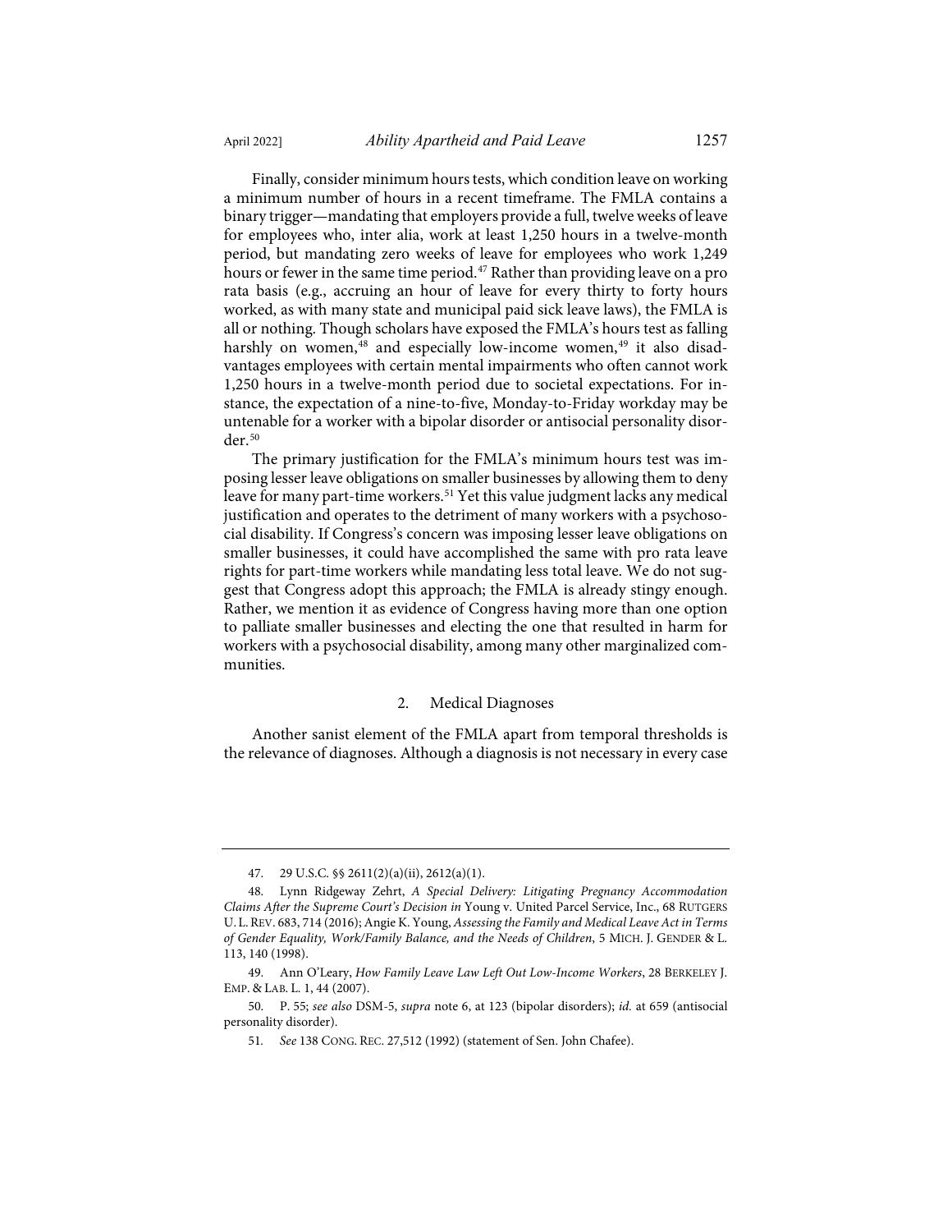Finally, consider minimum hours tests, which condition leave on working a minimum number of hours in a recent timeframe. The FMLA contains a binary trigger—mandating that employers provide a full, twelve weeks of leave for employees who, inter alia, work at least 1,250 hours in a twelve-month period, but mandating zero weeks of leave for employees who work 1,249 hours or fewer in the same time period.[47] Rather than providing leave on a pro rata basis (e.g., accruing an hour of leave for every thirty to forty hours worked, as with many state and municipal paid sick leave laws), the FMLA is all or nothing. Though scholars have exposed the FMLA's hours test as falling harshly on women,[48] and especially low-income women,[49] it also disadvantages employees with certain mental impairments who often cannot work 1,250 hours in a twelve-month period due to societal expectations. For instance, the expectation of a nine-to-five, Monday-to-Friday workday may be untenable for a worker with a bipolar disorder or antisocial personality disorder.[50]

The primary justification for the FMLA's minimum hours test was imposing lesser leave obligations on smaller businesses by allowing them to deny leave for many part-time workers.[51] Yet this value judgment lacks any medical justification and operates to the detriment of many workers with a psychosocial disability. If Congress's concern was imposing lesser leave obligations on smaller businesses, it could have accomplished the same with pro rata leave rights for part-time workers while mandating less total leave. We do not suggest that Congress adopt this approach; the FMLA is already stingy enough. Rather, we mention it as evidence of Congress having more than one option to palliate smaller businesses and electing the one that resulted in harm for workers with a psychosocial disability, among many other marginalized communities.

### 2. Medical Diagnoses

Another sanist element of the FMLA apart from temporal thresholds is the relevance of diagnoses. Although a diagnosis is not necessary in every case

---

47. 29 U.S.C. §§ 2611(2)(a)(ii), 2612(a)(1).

48. Lynn Ridgeway Zehrt, *A Special Delivery: Litigating Pregnancy Accommodation Claims After the Supreme Court's Decision in* Young v. United Parcel Service, Inc., 68 RUTGERS U. L. REV. 683, 714 (2016); Angie K. Young, *Assessing the Family and Medical Leave Act in Terms of Gender Equality, Work/Family Balance, and the Needs of Children*, 5 MICH. J. GENDER & L. 113, 140 (1998).

49. Ann O'Leary, *How Family Leave Law Left Out Low-Income Workers*, 28 BERKELEY J. EMP. & LAB. L. 1, 44 (2007).

50. P. 55; *see also* DSM-5, *supra* note 6, at 123 (bipolar disorders); *id.* at 659 (antisocial personality disorder).

51. *See* 138 CONG. REC. 27,512 (1992) (statement of Sen. John Chafee).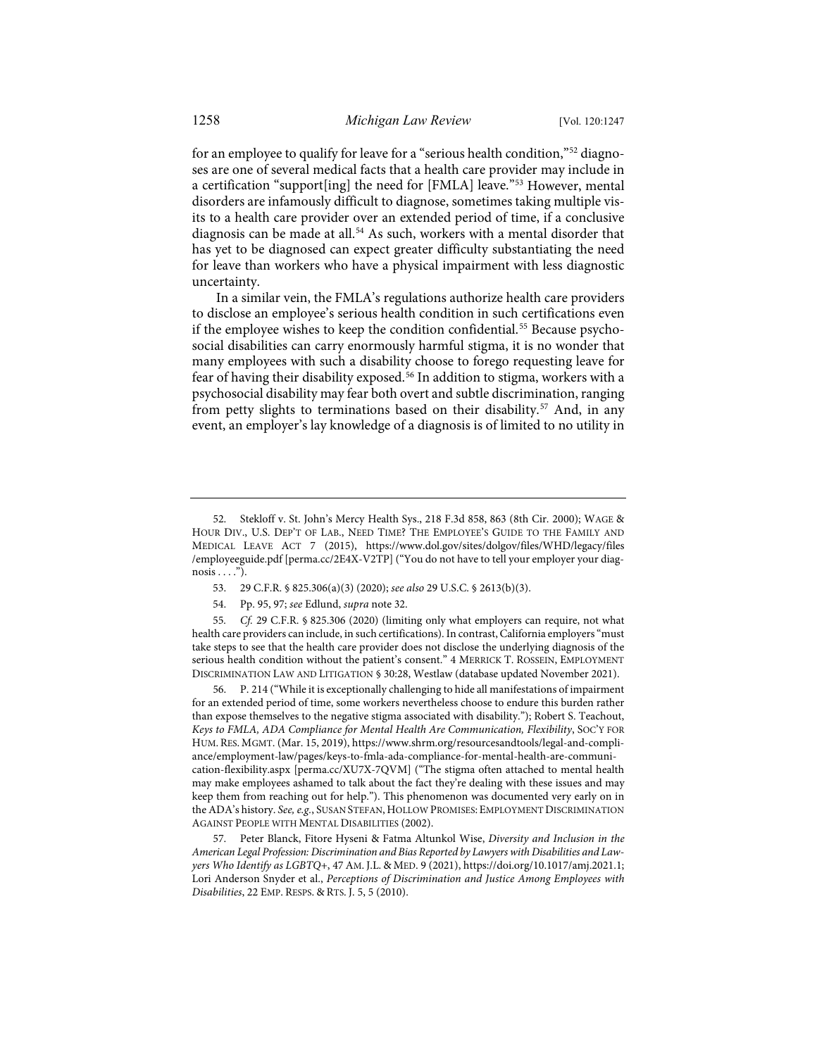for an employee to qualify for leave for a "serious health condition,"[52] diagnoses are one of several medical facts that a health care provider may include in a certification "support[ing] the need for [FMLA] leave."[53] However, mental disorders are infamously difficult to diagnose, sometimes taking multiple visits to a health care provider over an extended period of time, if a conclusive diagnosis can be made at all.[54] As such, workers with a mental disorder that has yet to be diagnosed can expect greater difficulty substantiating the need for leave than workers who have a physical impairment with less diagnostic uncertainty.

In a similar vein, the FMLA's regulations authorize health care providers to disclose an employee's serious health condition in such certifications even if the employee wishes to keep the condition confidential.[55] Because psychosocial disabilities can carry enormously harmful stigma, it is no wonder that many employees with such a disability choose to forego requesting leave for fear of having their disability exposed.[56] In addition to stigma, workers with a psychosocial disability may fear both overt and subtle discrimination, ranging from petty slights to terminations based on their disability.[57] And, in any event, an employer's lay knowledge of a diagnosis is of limited to no utility in

---

52. Stekloff v. St. John's Mercy Health Sys., 218 F.3d 858, 863 (8th Cir. 2000); WAGE & HOUR DIV., U.S. DEP'T OF LAB., NEED TIME? THE EMPLOYEE'S GUIDE TO THE FAMILY AND MEDICAL LEAVE ACT 7 (2015), https://www.dol.gov/sites/dolgov/files/WHD/legacy/files/employeeguide.pdf [perma.cc/2E4X-V2TP] ("You do not have to tell your employer your diagnosis . . . .").

53. 29 C.F.R. § 825.306(a)(3) (2020); *see also* 29 U.S.C. § 2613(b)(3).

54. Pp. 95, 97; *see* Edlund, *supra* note 32.

55. *Cf.* 29 C.F.R. § 825.306 (2020) (limiting only what employers can require, not what health care providers can include, in such certifications). In contrast, California employers "must take steps to see that the health care provider does not disclose the underlying diagnosis of the serious health condition without the patient's consent." 4 MERRICK T. ROSSEIN, EMPLOYMENT DISCRIMINATION LAW AND LITIGATION § 30:28, Westlaw (database updated November 2021).

56. P. 214 ("While it is exceptionally challenging to hide all manifestations of impairment for an extended period of time, some workers nevertheless choose to endure this burden rather than expose themselves to the negative stigma associated with disability."); Robert S. Teachout, *Keys to FMLA, ADA Compliance for Mental Health Are Communication, Flexibility*, SOC'Y FOR HUM. RES. MGMT. (Mar. 15, 2019), https://www.shrm.org/resourcesandtools/legal-and-compliance/employment-law/pages/keys-to-fmla-ada-compliance-for-mental-health-are-communication-flexibility.aspx [perma.cc/XU7X-7QVM] ("The stigma often attached to mental health may make employees ashamed to talk about the fact they're dealing with these issues and may keep them from reaching out for help."). This phenomenon was documented very early on in the ADA's history. *See, e.g.*, SUSAN STEFAN, HOLLOW PROMISES: EMPLOYMENT DISCRIMINATION AGAINST PEOPLE WITH MENTAL DISABILITIES (2002).

57. Peter Blanck, Fitore Hyseni & Fatma Altunkol Wise, *Diversity and Inclusion in the American Legal Profession: Discrimination and Bias Reported by Lawyers with Disabilities and Lawyers Who Identify as LGBTQ+*, 47 AM. J.L. & MED. 9 (2021), https://doi.org/10.1017/amj.2021.1; Lori Anderson Snyder et al., *Perceptions of Discrimination and Justice Among Employees with Disabilities*, 22 EMP. RESPS. & RTS. J. 5, 5 (2010).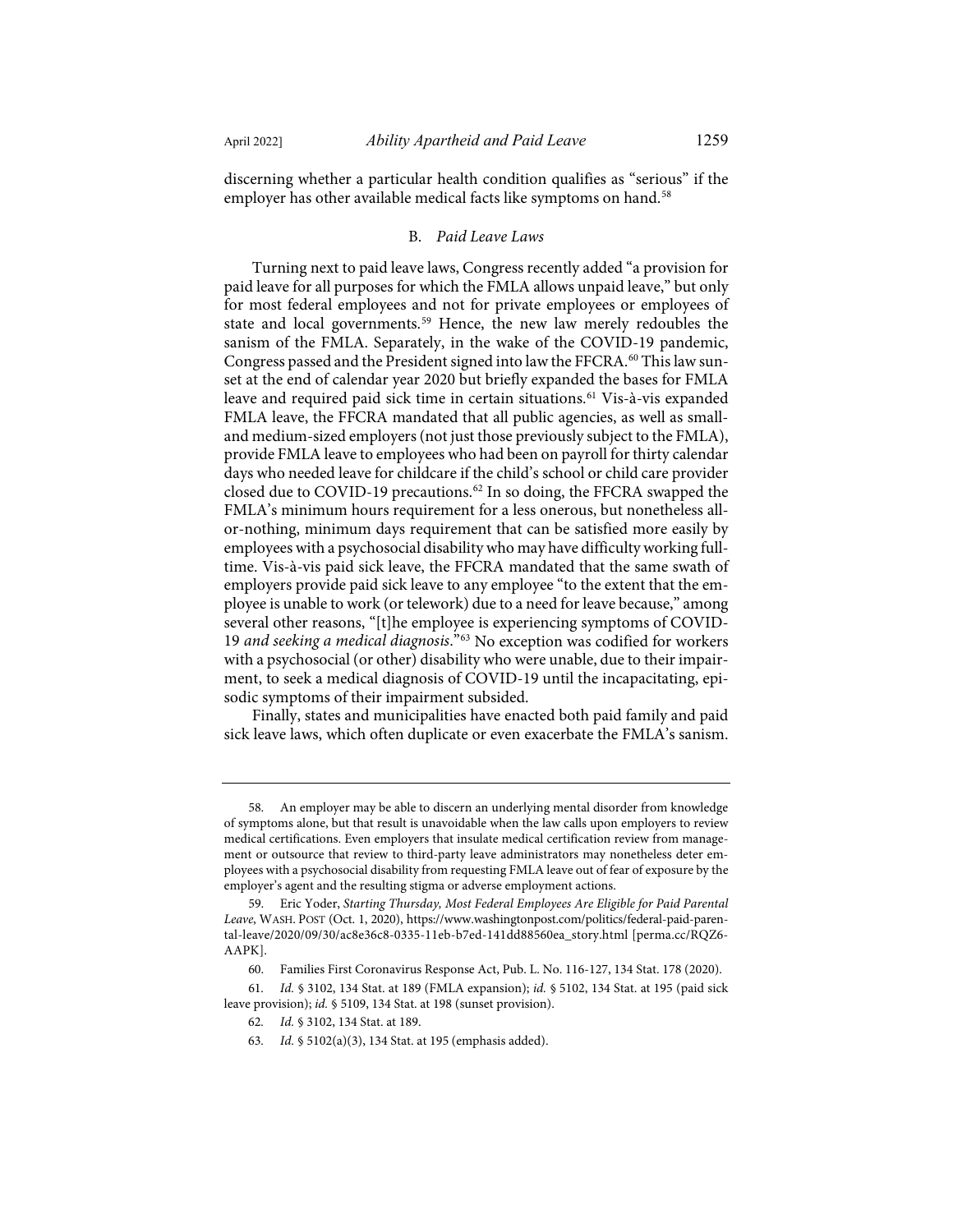discerning whether a particular health condition qualifies as "serious" if the employer has other available medical facts like symptoms on hand.[58]

### B. *Paid Leave Laws*

Turning next to paid leave laws, Congress recently added "a provision for paid leave for all purposes for which the FMLA allows unpaid leave," but only for most federal employees and not for private employees or employees of state and local governments.[59] Hence, the new law merely redoubles the sanism of the FMLA. Separately, in the wake of the COVID-19 pandemic, Congress passed and the President signed into law the FFCRA.[60] This law sunset at the end of calendar year 2020 but briefly expanded the bases for FMLA leave and required paid sick time in certain situations.[61] Vis-à-vis expanded FMLA leave, the FFCRA mandated that all public agencies, as well as small- and medium-sized employers (not just those previously subject to the FMLA), provide FMLA leave to employees who had been on payroll for thirty calendar days who needed leave for childcare if the child's school or child care provider closed due to COVID-19 precautions.[62] In so doing, the FFCRA swapped the FMLA's minimum hours requirement for a less onerous, but nonetheless all-or-nothing, minimum days requirement that can be satisfied more easily by employees with a psychosocial disability who may have difficulty working full-time. Vis-à-vis paid sick leave, the FFCRA mandated that the same swath of employers provide paid sick leave to any employee "to the extent that the employee is unable to work (or telework) due to a need for leave because," among several other reasons, "[t]he employee is experiencing symptoms of COVID-19 *and seeking a medical diagnosis*."[63] No exception was codified for workers with a psychosocial (or other) disability who were unable, due to their impairment, to seek a medical diagnosis of COVID-19 until the incapacitating, episodic symptoms of their impairment subsided.

Finally, states and municipalities have enacted both paid family and paid sick leave laws, which often duplicate or even exacerbate the FMLA's sanism.

---

58. An employer may be able to discern an underlying mental disorder from knowledge of symptoms alone, but that result is unavoidable when the law calls upon employers to review medical certifications. Even employers that insulate medical certification review from management or outsource that review to third-party leave administrators may nonetheless deter employees with a psychosocial disability from requesting FMLA leave out of fear of exposure by the employer's agent and the resulting stigma or adverse employment actions.

59. Eric Yoder, *Starting Thursday, Most Federal Employees Are Eligible for Paid Parental Leave*, WASH. POST (Oct. 1, 2020), https://www.washingtonpost.com/politics/federal-paid-parental-leave/2020/09/30/ac8e36c8-0335-11eb-b7ed-141dd88560ea_story.html [perma.cc/RQZ6-AAPK].

60. Families First Coronavirus Response Act, Pub. L. No. 116-127, 134 Stat. 178 (2020).

61. *Id.* § 3102, 134 Stat. at 189 (FMLA expansion); *id.* § 5102, 134 Stat. at 195 (paid sick leave provision); *id.* § 5109, 134 Stat. at 198 (sunset provision).

62. *Id.* § 3102, 134 Stat. at 189.

63. *Id.* § 5102(a)(3), 134 Stat. at 195 (emphasis added).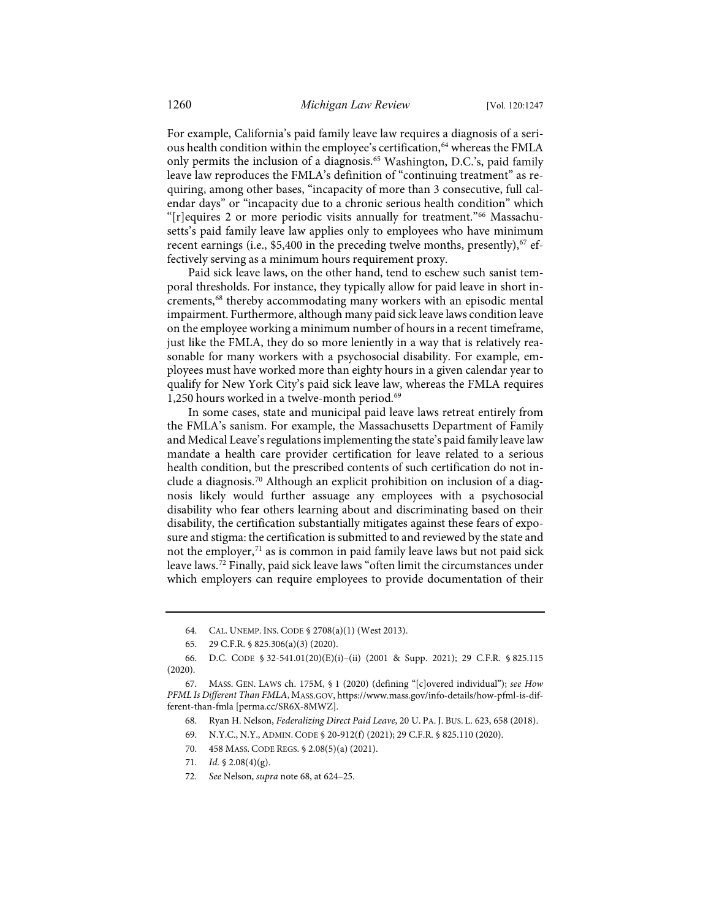For example, California's paid family leave law requires a diagnosis of a serious health condition within the employee's certification,[64] whereas the FMLA only permits the inclusion of a diagnosis.[65] Washington, D.C.'s, paid family leave law reproduces the FMLA's definition of "continuing treatment" as requiring, among other bases, "incapacity of more than 3 consecutive, full calendar days" or "incapacity due to a chronic serious health condition" which "[r]equires 2 or more periodic visits annually for treatment."[66] Massachusetts's paid family leave law applies only to employees who have minimum recent earnings (i.e., $5,400 in the preceding twelve months, presently),[67] effectively serving as a minimum hours requirement proxy.

Paid sick leave laws, on the other hand, tend to eschew such sanist temporal thresholds. For instance, they typically allow for paid leave in short increments,[68] thereby accommodating many workers with an episodic mental impairment. Furthermore, although many paid sick leave laws condition leave on the employee working a minimum number of hours in a recent timeframe, just like the FMLA, they do so more leniently in a way that is relatively reasonable for many workers with a psychosocial disability. For example, employees must have worked more than eighty hours in a given calendar year to qualify for New York City's paid sick leave law, whereas the FMLA requires 1,250 hours worked in a twelve-month period.[69]

In some cases, state and municipal paid leave laws retreat entirely from the FMLA's sanism. For example, the Massachusetts Department of Family and Medical Leave's regulations implementing the state's paid family leave law mandate a health care provider certification for leave related to a serious health condition, but the prescribed contents of such certification do not include a diagnosis.[70] Although an explicit prohibition on inclusion of a diagnosis likely would further assuage any employees with a psychosocial disability who fear others learning about and discriminating based on their disability, the certification substantially mitigates against these fears of exposure and stigma: the certification is submitted to and reviewed by the state and not the employer,[71] as is common in paid family leave laws but not paid sick leave laws.[72] Finally, paid sick leave laws "often limit the circumstances under which employers can require employees to provide documentation of their

---

64. CAL. UNEMP. INS. CODE § 2708(a)(1) (West 2013).

65. 29 C.F.R. § 825.306(a)(3) (2020).

66. D.C. CODE § 32-541.01(20)(E)(i)–(ii) (2001 & Supp. 2021); 29 C.F.R. § 825.115 (2020).

67. MASS. GEN. LAWS ch. 175M, § 1 (2020) (defining "[c]overed individual"); *see How PFML Is Different Than FMLA*, MASS.GOV, https://www.mass.gov/info-details/how-pfml-is-different-than-fmla [perma.cc/SR6X-8MWZ].

68. Ryan H. Nelson, *Federalizing Direct Paid Leave*, 20 U. PA. J. BUS. L. 623, 658 (2018).

69. N.Y.C., N.Y., ADMIN. CODE § 20-912(f) (2021); 29 C.F.R. § 825.110 (2020).

70. 458 MASS. CODE REGS. § 2.08(5)(a) (2021).

71. *Id.* § 2.08(4)(g).

72. *See* Nelson, *supra* note 68, at 624–25.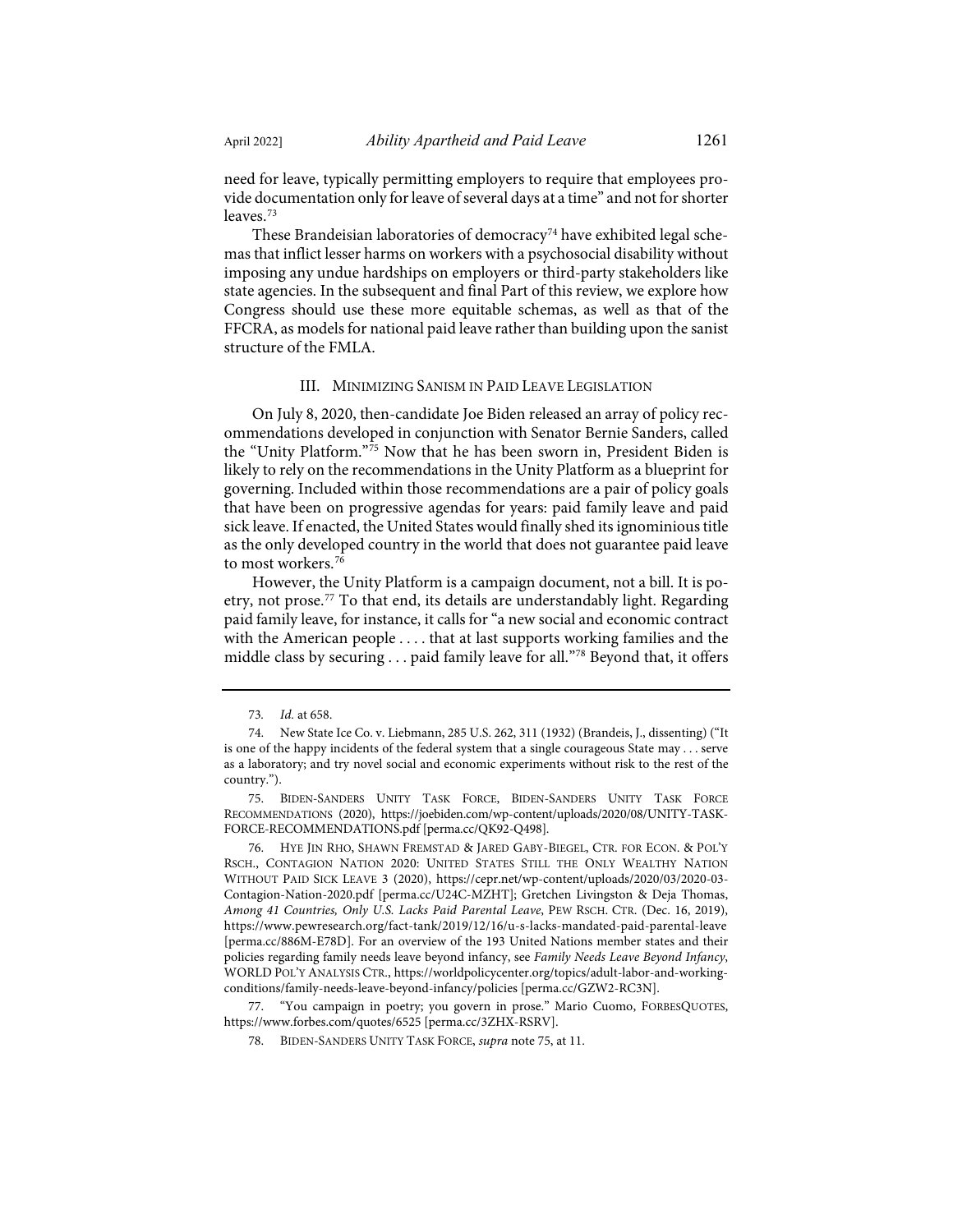need for leave, typically permitting employers to require that employees provide documentation only for leave of several days at a time" and not for shorter leaves.[73]

These Brandeisian laboratories of democracy[74] have exhibited legal schemas that inflict lesser harms on workers with a psychosocial disability without imposing any undue hardships on employers or third-party stakeholders like state agencies. In the subsequent and final Part of this review, we explore how Congress should use these more equitable schemas, as well as that of the FFCRA, as models for national paid leave rather than building upon the sanist structure of the FMLA.

## III. Minimizing Sanism in Paid Leave Legislation

On July 8, 2020, then-candidate Joe Biden released an array of policy recommendations developed in conjunction with Senator Bernie Sanders, called the "Unity Platform."[75] Now that he has been sworn in, President Biden is likely to rely on the recommendations in the Unity Platform as a blueprint for governing. Included within those recommendations are a pair of policy goals that have been on progressive agendas for years: paid family leave and paid sick leave. If enacted, the United States would finally shed its ignominious title as the only developed country in the world that does not guarantee paid leave to most workers.[76]

However, the Unity Platform is a campaign document, not a bill. It is poetry, not prose.[77] To that end, its details are understandably light. Regarding paid family leave, for instance, it calls for "a new social and economic contract with the American people . . . . that at last supports working families and the middle class by securing . . . paid family leave for all."[78] Beyond that, it offers

---

73. *Id.* at 658.

74. New State Ice Co. v. Liebmann, 285 U.S. 262, 311 (1932) (Brandeis, J., dissenting) ("It is one of the happy incidents of the federal system that a single courageous State may . . . serve as a laboratory; and try novel social and economic experiments without risk to the rest of the country.").

75. Biden-Sanders Unity Task Force, Biden-Sanders Unity Task Force Recommendations (2020), https://joebiden.com/wp-content/uploads/2020/08/UNITY-TASK-FORCE-RECOMMENDATIONS.pdf [perma.cc/QK92-Q498].

76. Hye Jin Rho, Shawn Fremstad & Jared Gaby-Biegel, Ctr. for Econ. & Pol'y Rsch., Contagion Nation 2020: United States Still the Only Wealthy Nation Without Paid Sick Leave 3 (2020), https://cepr.net/wp-content/uploads/2020/03/2020-03-Contagion-Nation-2020.pdf [perma.cc/U24C-MZHT]; Gretchen Livingston & Deja Thomas, *Among 41 Countries, Only U.S. Lacks Paid Parental Leave*, Pew Rsch. Ctr. (Dec. 16, 2019), https://www.pewresearch.org/fact-tank/2019/12/16/u-s-lacks-mandated-paid-parental-leave [perma.cc/886M-E78D]. For an overview of the 193 United Nations member states and their policies regarding family needs leave beyond infancy, see *Family Needs Leave Beyond Infancy*, World Pol'y Analysis Ctr., https://worldpolicycenter.org/topics/adult-labor-and-working-conditions/family-needs-leave-beyond-infancy/policies [perma.cc/GZW2-RC3N].

77. "You campaign in poetry; you govern in prose." Mario Cuomo, ForbesQuotes, https://www.forbes.com/quotes/6525 [perma.cc/3ZHX-RSRV].

78. Biden-Sanders Unity Task Force, *supra* note 75, at 11.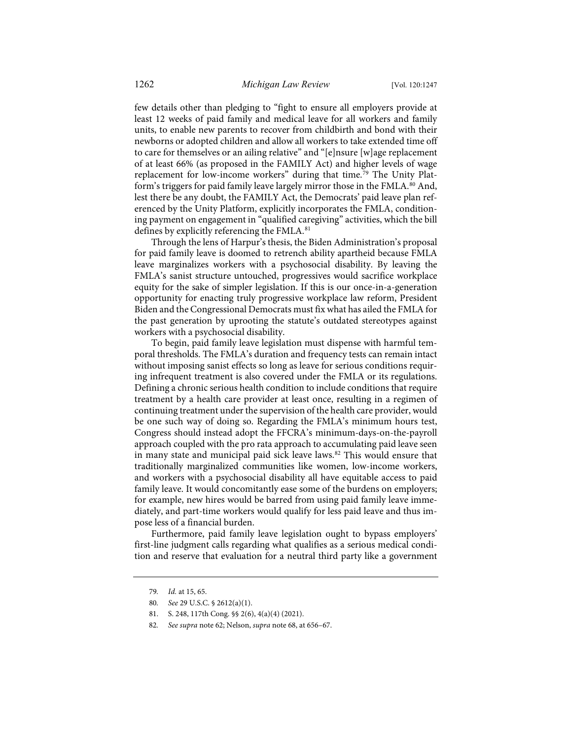few details other than pledging to "fight to ensure all employers provide at least 12 weeks of paid family and medical leave for all workers and family units, to enable new parents to recover from childbirth and bond with their newborns or adopted children and allow all workers to take extended time off to care for themselves or an ailing relative" and "[e]nsure [w]age replacement of at least 66% (as proposed in the FAMILY Act) and higher levels of wage replacement for low-income workers" during that time.[79] The Unity Platform's triggers for paid family leave largely mirror those in the FMLA.[80] And, lest there be any doubt, the FAMILY Act, the Democrats' paid leave plan referenced by the Unity Platform, explicitly incorporates the FMLA, conditioning payment on engagement in "qualified caregiving" activities, which the bill defines by explicitly referencing the FMLA.[81]

Through the lens of Harpur's thesis, the Biden Administration's proposal for paid family leave is doomed to retrench ability apartheid because FMLA leave marginalizes workers with a psychosocial disability. By leaving the FMLA's sanist structure untouched, progressives would sacrifice workplace equity for the sake of simpler legislation. If this is our once-in-a-generation opportunity for enacting truly progressive workplace law reform, President Biden and the Congressional Democrats must fix what has ailed the FMLA for the past generation by uprooting the statute's outdated stereotypes against workers with a psychosocial disability.

To begin, paid family leave legislation must dispense with harmful temporal thresholds. The FMLA's duration and frequency tests can remain intact without imposing sanist effects so long as leave for serious conditions requiring infrequent treatment is also covered under the FMLA or its regulations. Defining a chronic serious health condition to include conditions that require treatment by a health care provider at least once, resulting in a regimen of continuing treatment under the supervision of the health care provider, would be one such way of doing so. Regarding the FMLA's minimum hours test, Congress should instead adopt the FFCRA's minimum-days-on-the-payroll approach coupled with the pro rata approach to accumulating paid leave seen in many state and municipal paid sick leave laws.[82] This would ensure that traditionally marginalized communities like women, low-income workers, and workers with a psychosocial disability all have equitable access to paid family leave. It would concomitantly ease some of the burdens on employers; for example, new hires would be barred from using paid family leave immediately, and part-time workers would qualify for less paid leave and thus impose less of a financial burden.

Furthermore, paid family leave legislation ought to bypass employers' first-line judgment calls regarding what qualifies as a serious medical condition and reserve that evaluation for a neutral third party like a government

---

79. *Id.* at 15, 65.

80. *See* 29 U.S.C. § 2612(a)(1).

81. S. 248, 117th Cong. §§ 2(6), 4(a)(4) (2021).

82. *See supra* note 62; Nelson, *supra* note 68, at 656–67.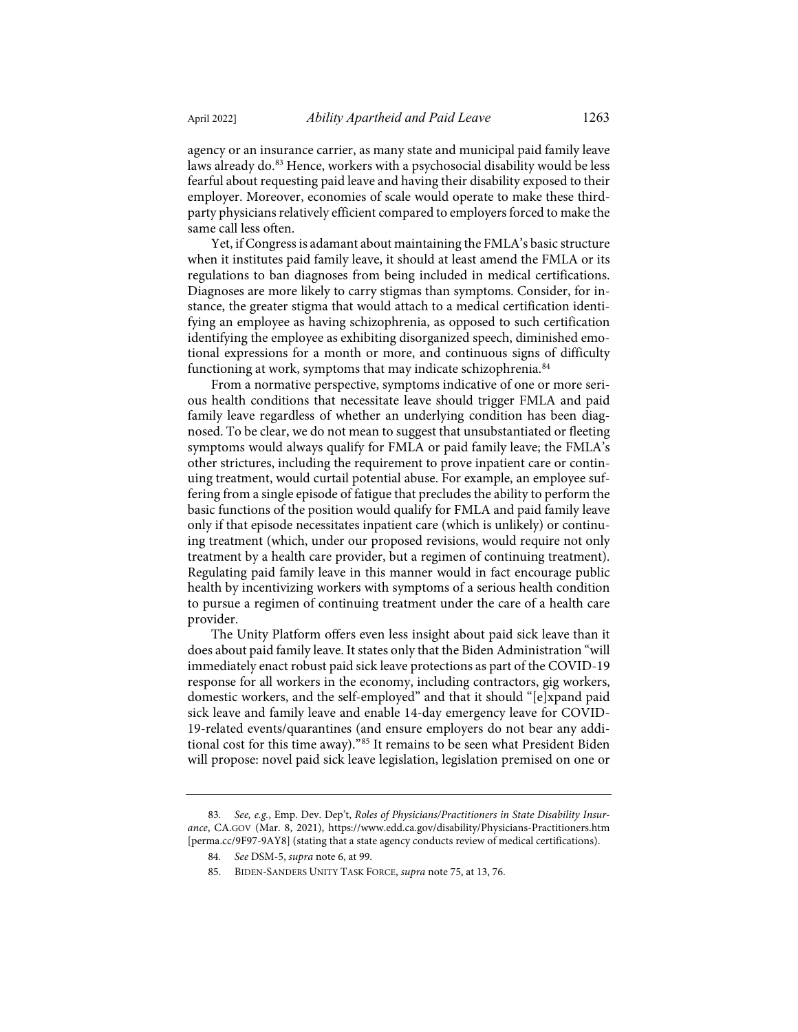agency or an insurance carrier, as many state and municipal paid family leave laws already do.[83] Hence, workers with a psychosocial disability would be less fearful about requesting paid leave and having their disability exposed to their employer. Moreover, economies of scale would operate to make these third-party physicians relatively efficient compared to employers forced to make the same call less often.

Yet, if Congress is adamant about maintaining the FMLA's basic structure when it institutes paid family leave, it should at least amend the FMLA or its regulations to ban diagnoses from being included in medical certifications. Diagnoses are more likely to carry stigmas than symptoms. Consider, for instance, the greater stigma that would attach to a medical certification identifying an employee as having schizophrenia, as opposed to such certification identifying the employee as exhibiting disorganized speech, diminished emotional expressions for a month or more, and continuous signs of difficulty functioning at work, symptoms that may indicate schizophrenia.[84]

From a normative perspective, symptoms indicative of one or more serious health conditions that necessitate leave should trigger FMLA and paid family leave regardless of whether an underlying condition has been diagnosed. To be clear, we do not mean to suggest that unsubstantiated or fleeting symptoms would always qualify for FMLA or paid family leave; the FMLA's other strictures, including the requirement to prove inpatient care or continuing treatment, would curtail potential abuse. For example, an employee suffering from a single episode of fatigue that precludes the ability to perform the basic functions of the position would qualify for FMLA and paid family leave only if that episode necessitates inpatient care (which is unlikely) or continuing treatment (which, under our proposed revisions, would require not only treatment by a health care provider, but a regimen of continuing treatment). Regulating paid family leave in this manner would in fact encourage public health by incentivizing workers with symptoms of a serious health condition to pursue a regimen of continuing treatment under the care of a health care provider.

The Unity Platform offers even less insight about paid sick leave than it does about paid family leave. It states only that the Biden Administration "will immediately enact robust paid sick leave protections as part of the COVID-19 response for all workers in the economy, including contractors, gig workers, domestic workers, and the self-employed" and that it should "[e]xpand paid sick leave and family leave and enable 14-day emergency leave for COVID-19-related events/quarantines (and ensure employers do not bear any additional cost for this time away)."[85] It remains to be seen what President Biden will propose: novel paid sick leave legislation, legislation premised on one or

83. *See, e.g.*, Emp. Dev. Dep't, *Roles of Physicians/Practitioners in State Disability Insurance*, CA.GOV (Mar. 8, 2021), https://www.edd.ca.gov/disability/Physicians-Practitioners.htm [perma.cc/9F97-9AY8] (stating that a state agency conducts review of medical certifications).

84. *See* DSM-5, *supra* note 6, at 99.

85. BIDEN-SANDERS UNITY TASK FORCE, *supra* note 75, at 13, 76.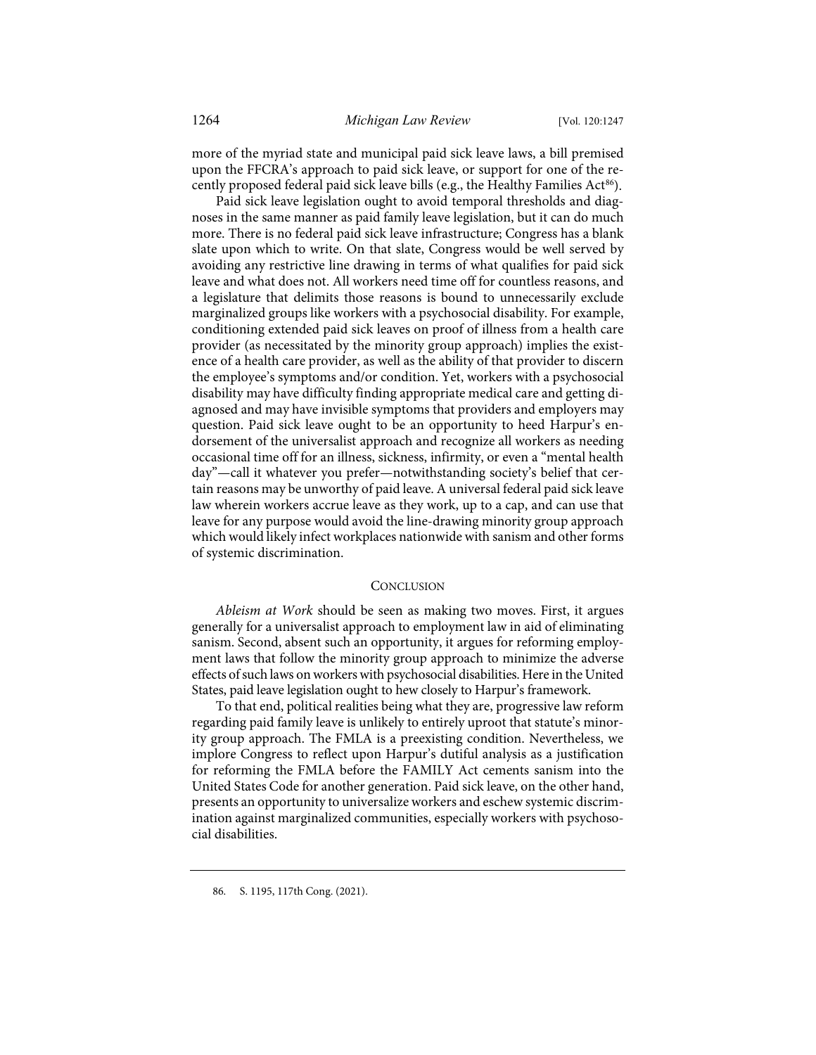more of the myriad state and municipal paid sick leave laws, a bill premised upon the FFCRA's approach to paid sick leave, or support for one of the recently proposed federal paid sick leave bills (e.g., the Healthy Families Act[86]).

Paid sick leave legislation ought to avoid temporal thresholds and diagnoses in the same manner as paid family leave legislation, but it can do much more. There is no federal paid sick leave infrastructure; Congress has a blank slate upon which to write. On that slate, Congress would be well served by avoiding any restrictive line drawing in terms of what qualifies for paid sick leave and what does not. All workers need time off for countless reasons, and a legislature that delimits those reasons is bound to unnecessarily exclude marginalized groups like workers with a psychosocial disability. For example, conditioning extended paid sick leaves on proof of illness from a health care provider (as necessitated by the minority group approach) implies the existence of a health care provider, as well as the ability of that provider to discern the employee's symptoms and/or condition. Yet, workers with a psychosocial disability may have difficulty finding appropriate medical care and getting diagnosed and may have invisible symptoms that providers and employers may question. Paid sick leave ought to be an opportunity to heed Harpur's endorsement of the universalist approach and recognize all workers as needing occasional time off for an illness, sickness, infirmity, or even a "mental health day"—call it whatever you prefer—notwithstanding society's belief that certain reasons may be unworthy of paid leave. A universal federal paid sick leave law wherein workers accrue leave as they work, up to a cap, and can use that leave for any purpose would avoid the line-drawing minority group approach which would likely infect workplaces nationwide with sanism and other forms of systemic discrimination.

## Conclusion

*Ableism at Work* should be seen as making two moves. First, it argues generally for a universalist approach to employment law in aid of eliminating sanism. Second, absent such an opportunity, it argues for reforming employment laws that follow the minority group approach to minimize the adverse effects of such laws on workers with psychosocial disabilities. Here in the United States, paid leave legislation ought to hew closely to Harpur's framework.

To that end, political realities being what they are, progressive law reform regarding paid family leave is unlikely to entirely uproot that statute's minority group approach. The FMLA is a preexisting condition. Nevertheless, we implore Congress to reflect upon Harpur's dutiful analysis as a justification for reforming the FMLA before the FAMILY Act cements sanism into the United States Code for another generation. Paid sick leave, on the other hand, presents an opportunity to universalize workers and eschew systemic discrimination against marginalized communities, especially workers with psychosocial disabilities.

86. S. 1195, 117th Cong. (2021).